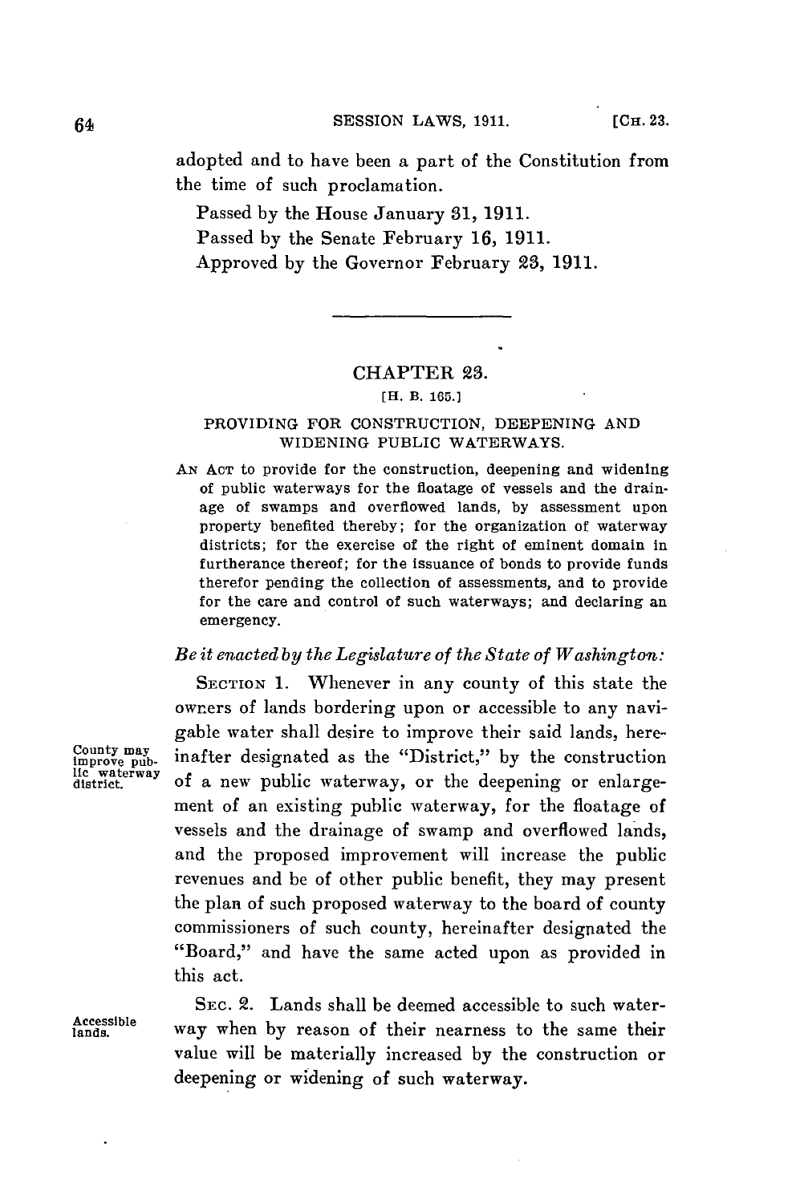adopted and to have been a part of the Constitution from the time of such proclamation.

Passed by the House January 31, 1911.

Passed by the Senate February 16, 1911.

Approved by the Governor February 23, 1911.

---

## CHAPTER 23.

[H. B. 165.]

### PROVIDING FOR CONSTRUCTION, DEEPENING AND WIDENING PUBLIC WATERWAYS.

AN ACT to provide for the construction, deepening and widening of public waterways for the floatage of vessels and the drainage of swamps and overflowed lands, by assessment upon property benefited thereby; for the organization of waterway districts; for the exercise of the right of eminent domain in furtherance thereof; for the issuance of bonds to provide funds therefor pending the collection of assessments, and to provide for the care and control of such waterways; and declaring an emergency.

*Be it enacted by the Legislature of the State of Washington:*

County may improve public waterway district.

SECTION 1. Whenever in any county of this state the owners of lands bordering upon or accessible to any navigable water shall desire to improve their said lands, hereinafter designated as the "District," by the construction of a new public waterway, or the deepening or enlargement of an existing public waterway, for the floatage of vessels and the drainage of swamp and overflowed lands, and the proposed improvement will increase the public revenues and be of other public benefit, they may present the plan of such proposed waterway to the board of county commissioners of such county, hereinafter designated the "Board," and have the same acted upon as provided in this act.

Accessible lands.

SEC. 2. Lands shall be deemed accessible to such waterway when by reason of their nearness to the same their value will be materially increased by the construction or deepening or widening of such waterway.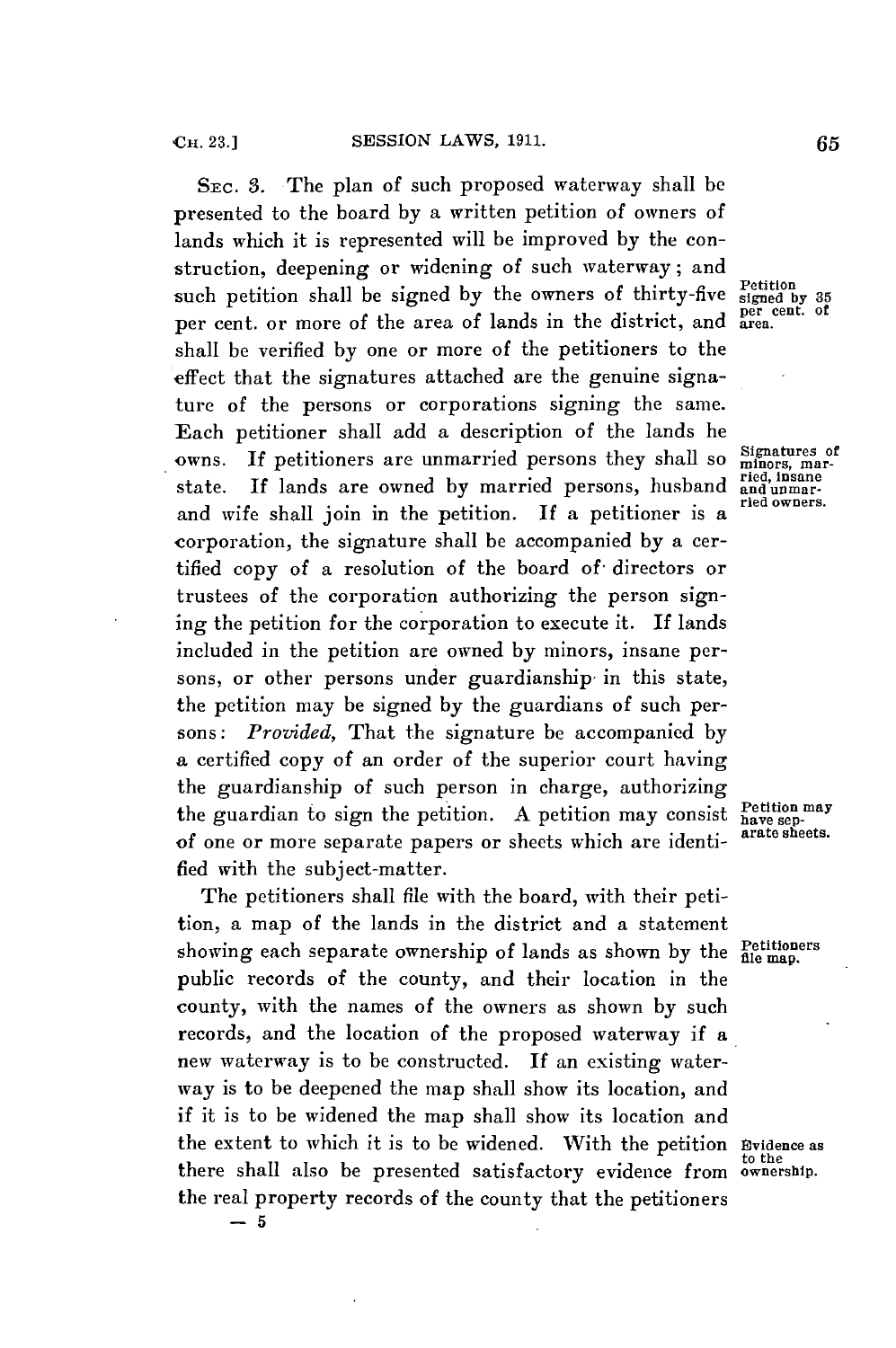SEC. 3. The plan of such proposed waterway shall be presented to the board by a written petition of owners of lands which it is represented will be improved by the construction, deepening or widening of such waterway; and such petition shall be signed by the owners of thirty-five per cent. or more of the area of lands in the district, and shall be verified by one or more of the petitioners to the effect that the signatures attached are the genuine signature of the persons or corporations signing the same. Each petitioner shall add a description of the lands he owns. If petitioners are unmarried persons they shall so state. If lands are owned by married persons, husband and wife shall join in the petition. If a petitioner is a corporation, the signature shall be accompanied by a certified copy of a resolution of the board of directors or trustees of the corporation authorizing the person signing the petition for the corporation to execute it. If lands included in the petition are owned by minors, insane persons, or other persons under guardianship in this state, the petition may be signed by the guardians of such persons: *Provided*, That the signature be accompanied by a certified copy of an order of the superior court having the guardianship of such person in charge, authorizing the guardian to sign the petition. A petition may consist of one or more separate papers or sheets which are identified with the subject-matter.

Petition signed by 35 per cent. of area.

Signatures of minors, married, insane and unmarried owners.

Petition may have separate sheets.

The petitioners shall file with the board, with their petition, a map of the lands in the district and a statement showing each separate ownership of lands as shown by the public records of the county, and their location in the county, with the names of the owners as shown by such records, and the location of the proposed waterway if a new waterway is to be constructed. If an existing waterway is to be deepened the map shall show its location, and if it is to be widened the map shall show its location and the extent to which it is to be widened. With the petition there shall also be presented satisfactory evidence from the real property records of the county that the petitioners

Petitioners file map.

Evidence as to the ownership.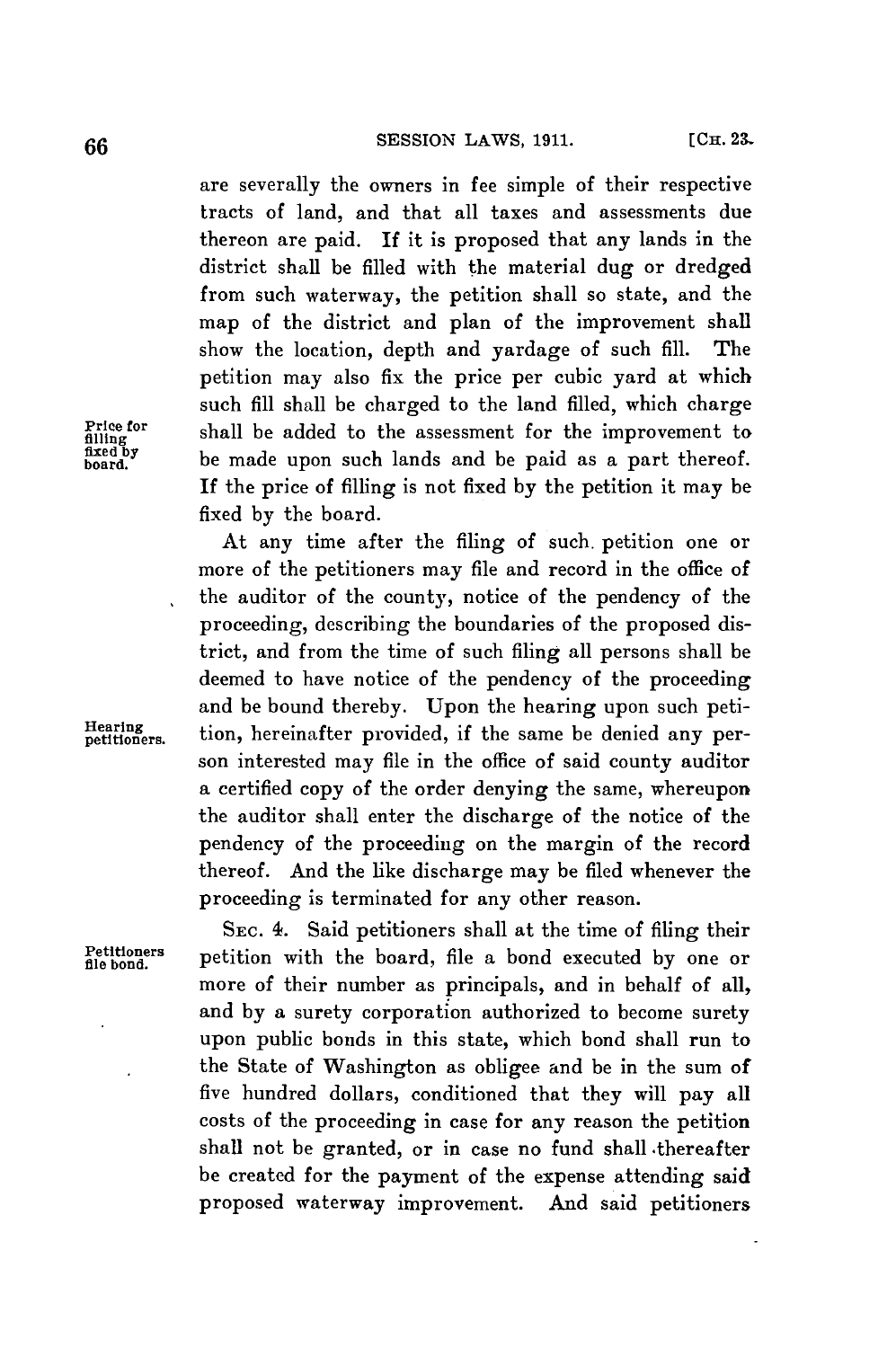are severally the owners in fee simple of their respective tracts of land, and that all taxes and assessments due thereon are paid. If it is proposed that any lands in the district shall be filled with the material dug or dredged from such waterway, the petition shall so state, and the map of the district and plan of the improvement shall show the location, depth and yardage of such fill. The petition may also fix the price per cubic yard at which such fill shall be charged to the land filled, which charge shall be added to the assessment for the improvement to be made upon such lands and be paid as a part thereof. If the price of filling is not fixed by the petition it may be fixed by the board.

*Price for filling fixed by board.*

At any time after the filing of such petition one or more of the petitioners may file and record in the office of the auditor of the county, notice of the pendency of the proceeding, describing the boundaries of the proposed district, and from the time of such filing all persons shall be deemed to have notice of the pendency of the proceeding and be bound thereby. Upon the hearing upon such petition, hereinafter provided, if the same be denied any person interested may file in the office of said county auditor a certified copy of the order denying the same, whereupon the auditor shall enter the discharge of the notice of the pendency of the proceeding on the margin of the record thereof. And the like discharge may be filed whenever the proceeding is terminated for any other reason.

*Hearing petitioners.*

SEC. 4. Said petitioners shall at the time of filing their petition with the board, file a bond executed by one or more of their number as principals, and in behalf of all, and by a surety corporation authorized to become surety upon public bonds in this state, which bond shall run to the State of Washington as obligee and be in the sum of five hundred dollars, conditioned that they will pay all costs of the proceeding in case for any reason the petition shall not be granted, or in case no fund shall thereafter be created for the payment of the expense attending said proposed waterway improvement. And said petitioners

*Petitioners file bond.*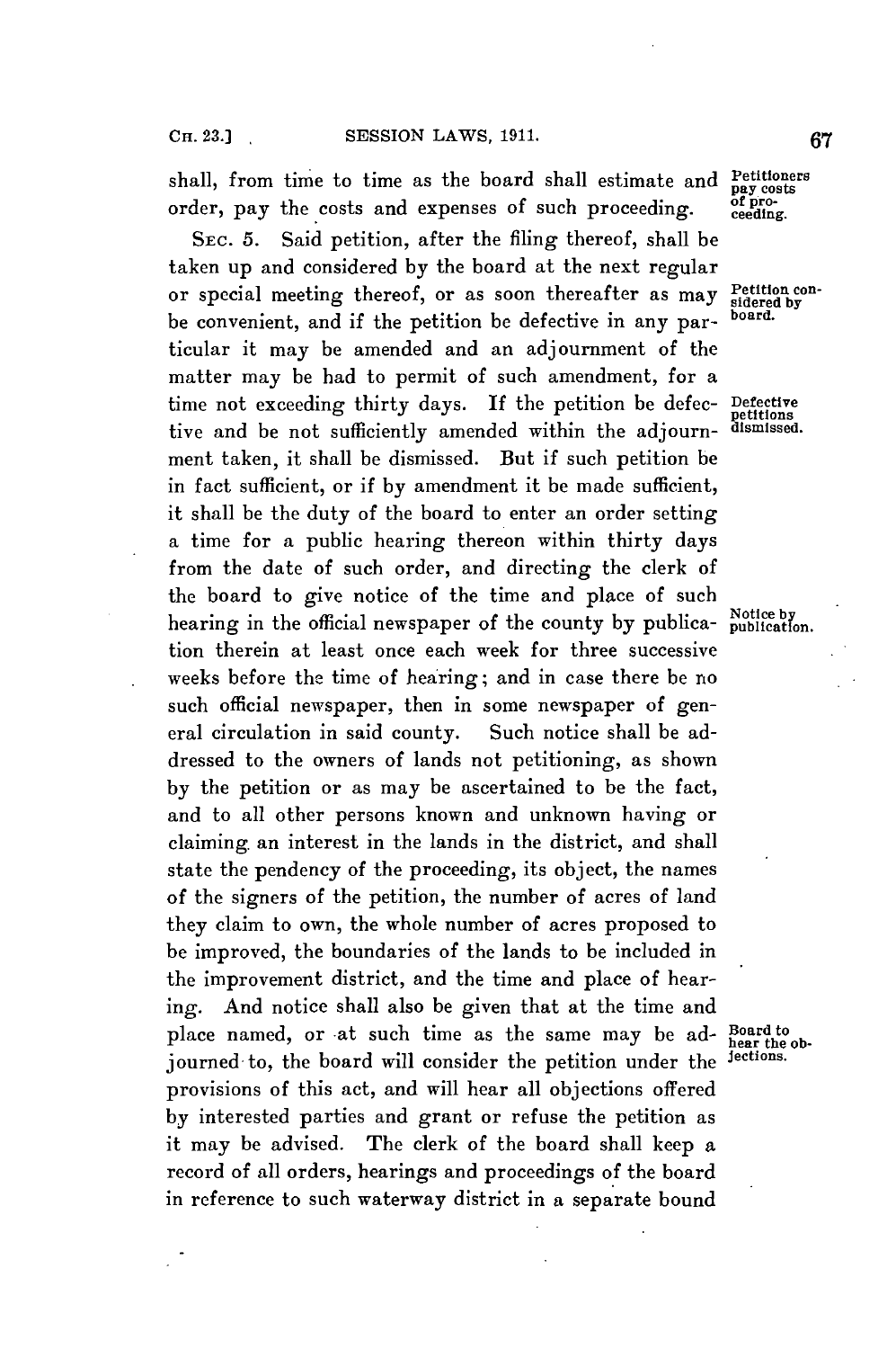shall, from time to time as the board shall estimate and order, pay the costs and expenses of such proceeding.

Petitioners pay costs of proceeding.

SEC. 5. Said petition, after the filing thereof, shall be taken up and considered by the board at the next regular or special meeting thereof, or as soon thereafter as may be convenient, and if the petition be defective in any particular it may be amended and an adjournment of the matter may be had to permit of such amendment, for a time not exceeding thirty days. If the petition be defective and be not sufficiently amended within the adjournment taken, it shall be dismissed. But if such petition be in fact sufficient, or if by amendment it be made sufficient, it shall be the duty of the board to enter an order setting a time for a public hearing thereon within thirty days from the date of such order, and directing the clerk of the board to give notice of the time and place of such hearing in the official newspaper of the county by publication therein at least once each week for three successive weeks before the time of hearing; and in case there be no such official newspaper, then in some newspaper of general circulation in said county. Such notice shall be addressed to the owners of lands not petitioning, as shown by the petition or as may be ascertained to be the fact, and to all other persons known and unknown having or claiming an interest in the lands in the district, and shall state the pendency of the proceeding, its object, the names of the signers of the petition, the number of acres of land they claim to own, the whole number of acres proposed to be improved, the boundaries of the lands to be included in the improvement district, and the time and place of hearing. And notice shall also be given that at the time and place named, or at such time as the same may be adjourned to, the board will consider the petition under the provisions of this act, and will hear all objections offered by interested parties and grant or refuse the petition as it may be advised. The clerk of the board shall keep a record of all orders, hearings and proceedings of the board in reference to such waterway district in a separate bound

Petition considered by board.

Defective petitions dismissed.

Notice by publication.

Board to hear the objections.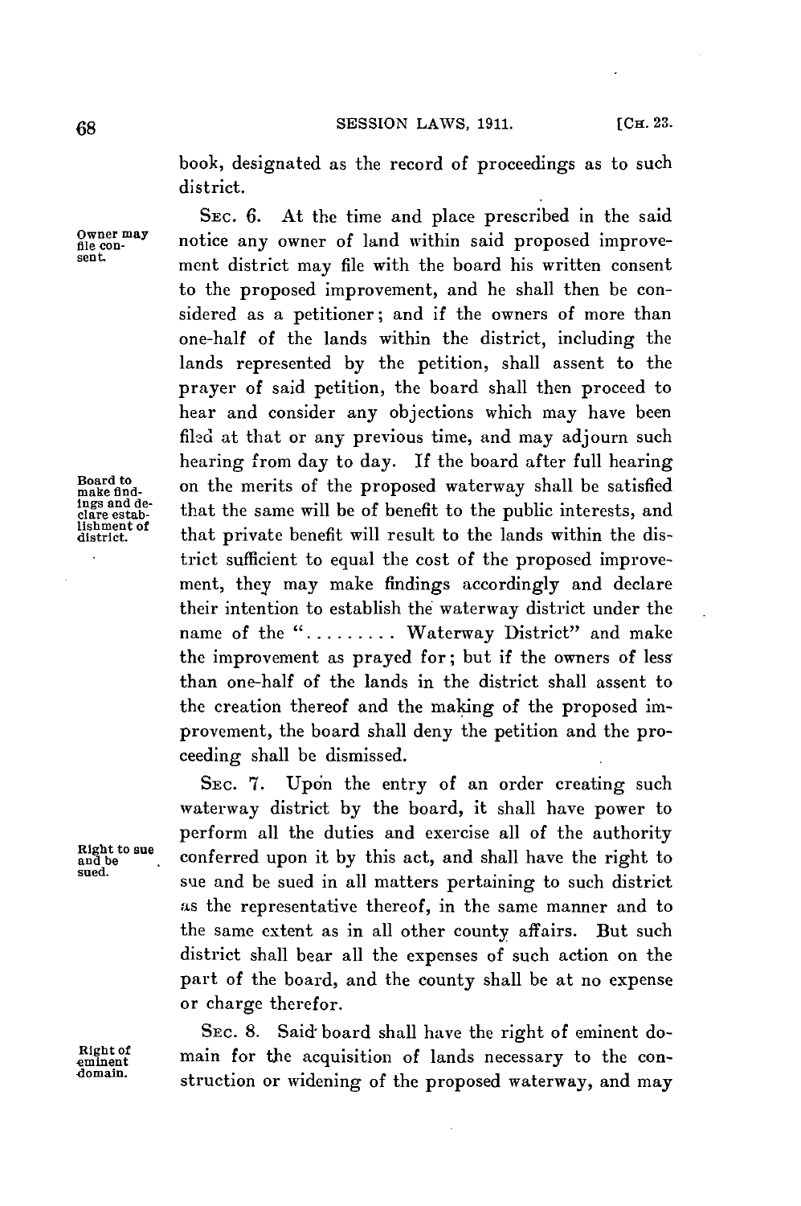book, designated as the record of proceedings as to such district.

**Owner may file consent.**

SEC. 6. At the time and place prescribed in the said notice any owner of land within said proposed improvement district may file with the board his written consent to the proposed improvement, and he shall then be considered as a petitioner; and if the owners of more than one-half of the lands within the district, including the lands represented by the petition, shall assent to the prayer of said petition, the board shall then proceed to hear and consider any objections which may have been filed at that or any previous time, and may adjourn such hearing from day to day. If the board after full hearing on the merits of the proposed waterway shall be satisfied that the same will be of benefit to the public interests, and that private benefit will result to the lands within the district sufficient to equal the cost of the proposed improvement, they may make findings accordingly and declare their intention to establish the waterway district under the name of the "......... Waterway District" and make the improvement as prayed for; but if the owners of less than one-half of the lands in the district shall assent to the creation thereof and the making of the proposed improvement, the board shall deny the petition and the proceeding shall be dismissed.

**Board to make findings and declare establishment of district.**

**Right to sue and be sued.**

SEC. 7. Upon the entry of an order creating such waterway district by the board, it shall have power to perform all the duties and exercise all of the authority conferred upon it by this act, and shall have the right to sue and be sued in all matters pertaining to such district as the representative thereof, in the same manner and to the same extent as in all other county affairs. But such district shall bear all the expenses of such action on the part of the board, and the county shall be at no expense or charge therefor.

**Right of eminent domain.**

SEC. 8. Said board shall have the right of eminent domain for the acquisition of lands necessary to the construction or widening of the proposed waterway, and may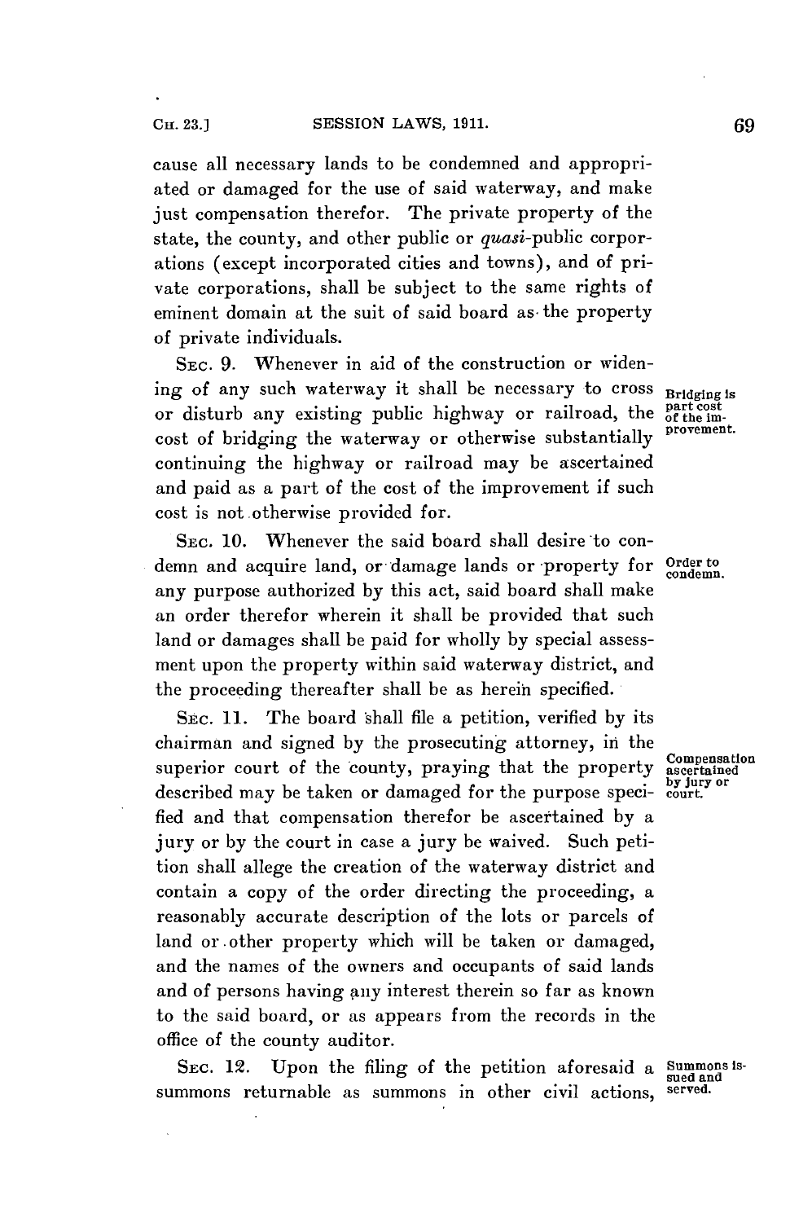cause all necessary lands to be condemned and appropriated or damaged for the use of said waterway, and make just compensation therefor. The private property of the state, the county, and other public or *quasi*-public corporations (except incorporated cities and towns), and of private corporations, shall be subject to the same rights of eminent domain at the suit of said board as the property of private individuals.

SEC. 9. Whenever in aid of the construction or widening of any such waterway it shall be necessary to cross or disturb any existing public highway or railroad, the cost of bridging the waterway or otherwise substantially continuing the highway or railroad may be ascertained and paid as a part of the cost of the improvement if such cost is not otherwise provided for.

*Bridging is part cost of the improvement.*

SEC. 10. Whenever the said board shall desire to condemn and acquire land, or damage lands or property for any purpose authorized by this act, said board shall make an order therefor wherein it shall be provided that such land or damages shall be paid for wholly by special assessment upon the property within said waterway district, and the proceeding thereafter shall be as herein specified.

*Order to condemn.*

SEC. 11. The board shall file a petition, verified by its chairman and signed by the prosecuting attorney, in the superior court of the county, praying that the property described may be taken or damaged for the purpose specified and that compensation therefor be ascertained by a jury or by the court in case a jury be waived. Such petition shall allege the creation of the waterway district and contain a copy of the order directing the proceeding, a reasonably accurate description of the lots or parcels of land or other property which will be taken or damaged, and the names of the owners and occupants of said lands and of persons having any interest therein so far as known to the said board, or as appears from the records in the office of the county auditor.

*Compensation ascertained by jury or court.*

SEC. 12. Upon the filing of the petition aforesaid a summons returnable as summons in other civil actions,

*Summons issued and served.*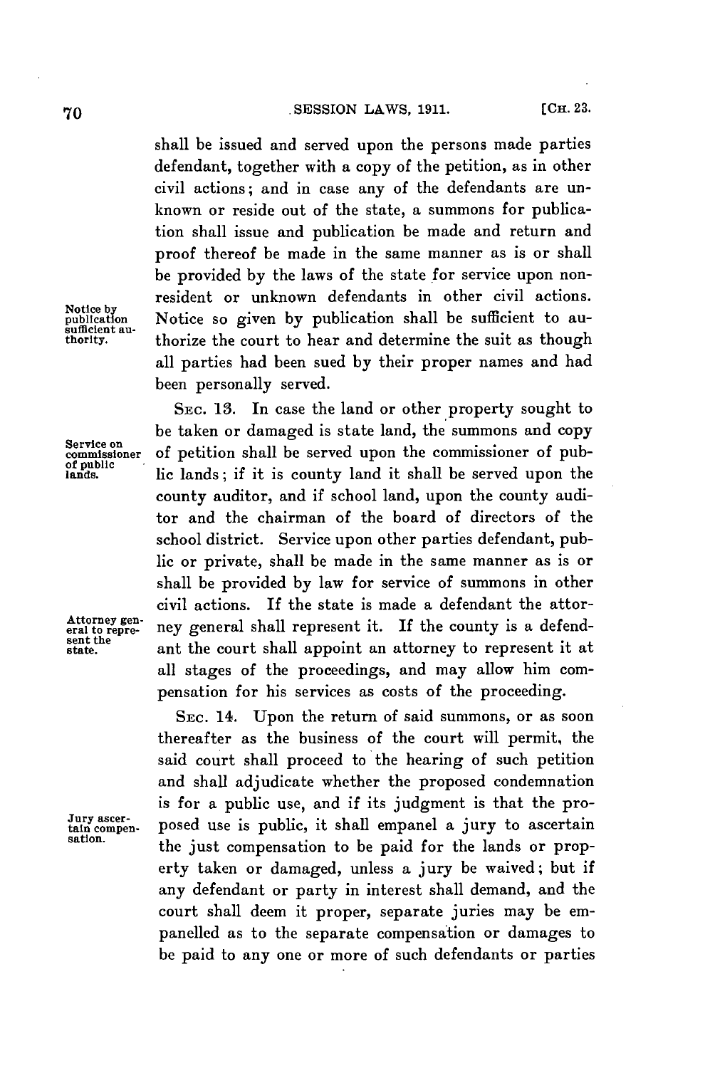shall be issued and served upon the persons made parties defendant, together with a copy of the petition, as in other civil actions; and in case any of the defendants are unknown or reside out of the state, a summons for publication shall issue and publication be made and return and proof thereof be made in the same manner as is or shall be provided by the laws of the state for service upon nonresident or unknown defendants in other civil actions. Notice so given by publication shall be sufficient to authorize the court to hear and determine the suit as though all parties had been sued by their proper names and had been personally served.

*Notice by publication sufficient authority.*

SEC. 13. In case the land or other property sought to be taken or damaged is state land, the summons and copy of petition shall be served upon the commissioner of public lands; if it is county land it shall be served upon the county auditor, and if school land, upon the county auditor and the chairman of the board of directors of the school district. Service upon other parties defendant, public or private, shall be made in the same manner as is or shall be provided by law for service of summons in other civil actions. If the state is made a defendant the attorney general shall represent it. If the county is a defendant the court shall appoint an attorney to represent it at all stages of the proceedings, and may allow him compensation for his services as costs of the proceeding.

*Service on commissioner of public lands.*

*Attorney general to represent the state.*

SEC. 14. Upon the return of said summons, or as soon thereafter as the business of the court will permit, the said court shall proceed to the hearing of such petition and shall adjudicate whether the proposed condemnation is for a public use, and if its judgment is that the proposed use is public, it shall empanel a jury to ascertain the just compensation to be paid for the lands or property taken or damaged, unless a jury be waived; but if any defendant or party in interest shall demand, and the court shall deem it proper, separate juries may be empanelled as to the separate compensation or damages to be paid to any one or more of such defendants or parties

*Jury ascertain compensation.*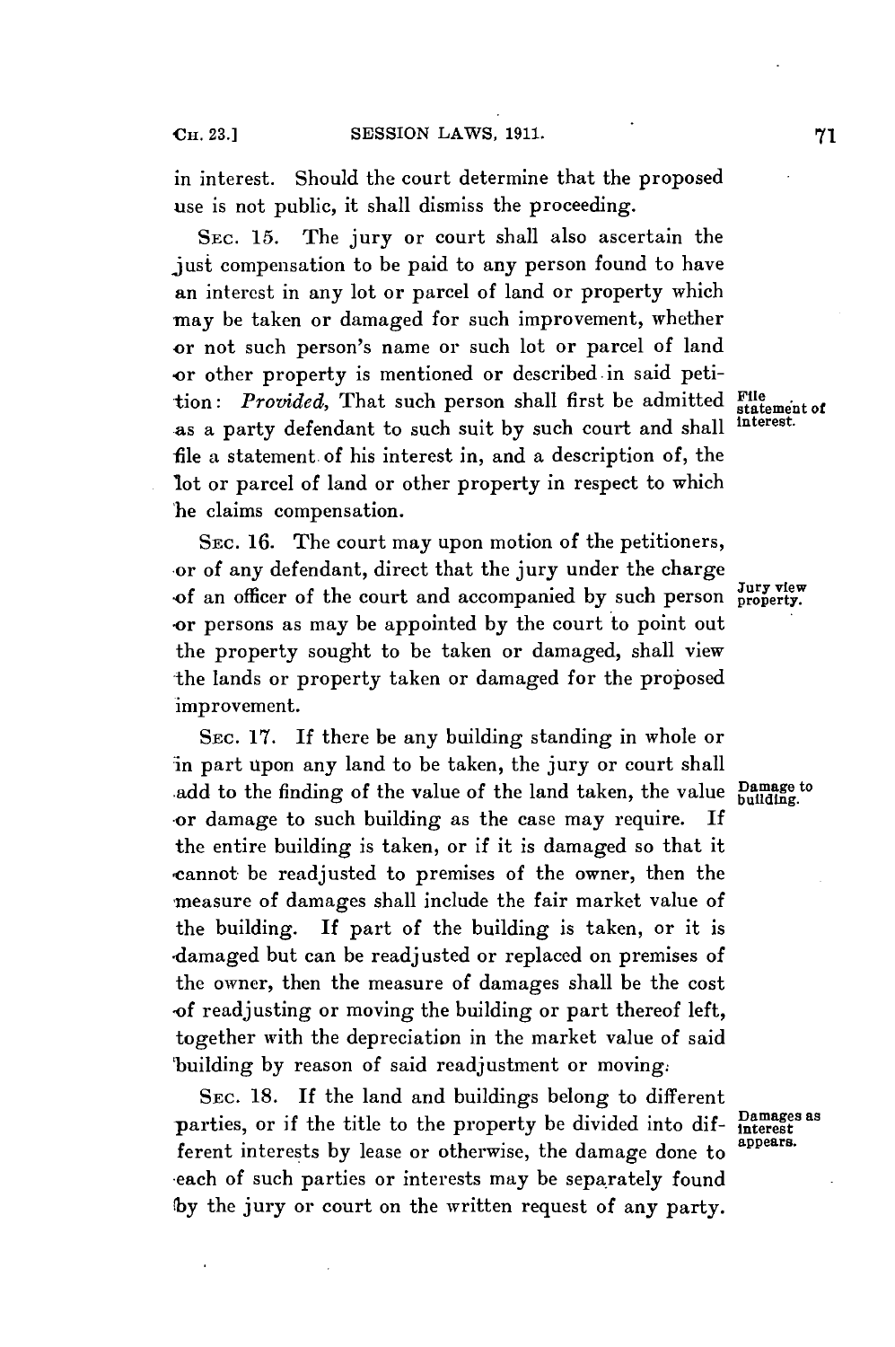in interest. Should the court determine that the proposed use is not public, it shall dismiss the proceeding.

SEC. 15. The jury or court shall also ascertain the just compensation to be paid to any person found to have an interest in any lot or parcel of land or property which may be taken or damaged for such improvement, whether or not such person's name or such lot or parcel of land or other property is mentioned or described in said petition: *Provided,* That such person shall first be admitted as a party defendant to such suit by such court and shall file a statement of his interest in, and a description of, the lot or parcel of land or other property in respect to which he claims compensation.

File statement of interest.

SEC. 16. The court may upon motion of the petitioners, or of any defendant, direct that the jury under the charge of an officer of the court and accompanied by such person or persons as may be appointed by the court to point out the property sought to be taken or damaged, shall view the lands or property taken or damaged for the proposed improvement.

Jury view property.

SEC. 17. If there be any building standing in whole or in part upon any land to be taken, the jury or court shall add to the finding of the value of the land taken, the value or damage to such building as the case may require. If the entire building is taken, or if it is damaged so that it cannot be readjusted to premises of the owner, then the measure of damages shall include the fair market value of the building. If part of the building is taken, or it is damaged but can be readjusted or replaced on premises of the owner, then the measure of damages shall be the cost of readjusting or moving the building or part thereof left, together with the depreciation in the market value of said building by reason of said readjustment or moving.

Damage to building.

SEC. 18. If the land and buildings belong to different parties, or if the title to the property be divided into different interests by lease or otherwise, the damage done to each of such parties or interests may be separately found by the jury or court on the written request of any party.

Damages as interest appears.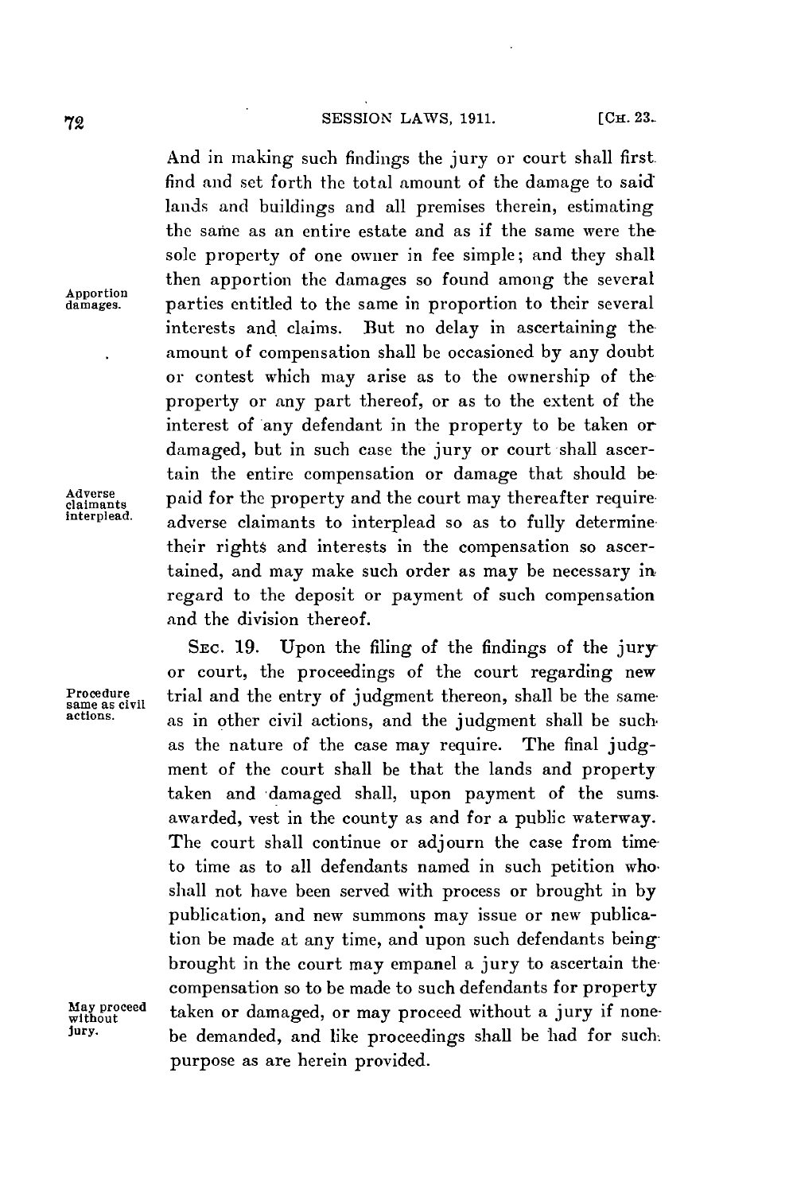And in making such findings the jury or court shall first find and set forth the total amount of the damage to said lands and buildings and all premises therein, estimating the same as an entire estate and as if the same were the sole property of one owner in fee simple; and they shall then apportion the damages so found among the several parties entitled to the same in proportion to their several interests and claims. But no delay in ascertaining the amount of compensation shall be occasioned by any doubt or contest which may arise as to the ownership of the property or any part thereof, or as to the extent of the interest of any defendant in the property to be taken or damaged, but in such case the jury or court shall ascertain the entire compensation or damage that should be paid for the property and the court may thereafter require adverse claimants to interplead so as to fully determine their rights and interests in the compensation so ascertained, and may make such order as may be necessary in regard to the deposit or payment of such compensation and the division thereof.

*Apportion damages.*

*Adverse claimants interplead.*

SEC. 19. Upon the filing of the findings of the jury or court, the proceedings of the court regarding new trial and the entry of judgment thereon, shall be the same as in other civil actions, and the judgment shall be such as the nature of the case may require. The final judgment of the court shall be that the lands and property taken and damaged shall, upon payment of the sums awarded, vest in the county as and for a public waterway. The court shall continue or adjourn the case from time to time as to all defendants named in such petition who shall not have been served with process or brought in by publication, and new summons may issue or new publication be made at any time, and upon such defendants being brought in the court may empanel a jury to ascertain the compensation so to be made to such defendants for property taken or damaged, or may proceed without a jury if none be demanded, and like proceedings shall be had for such purpose as are herein provided.

*Procedure same as civil actions.*

*May proceed without jury.*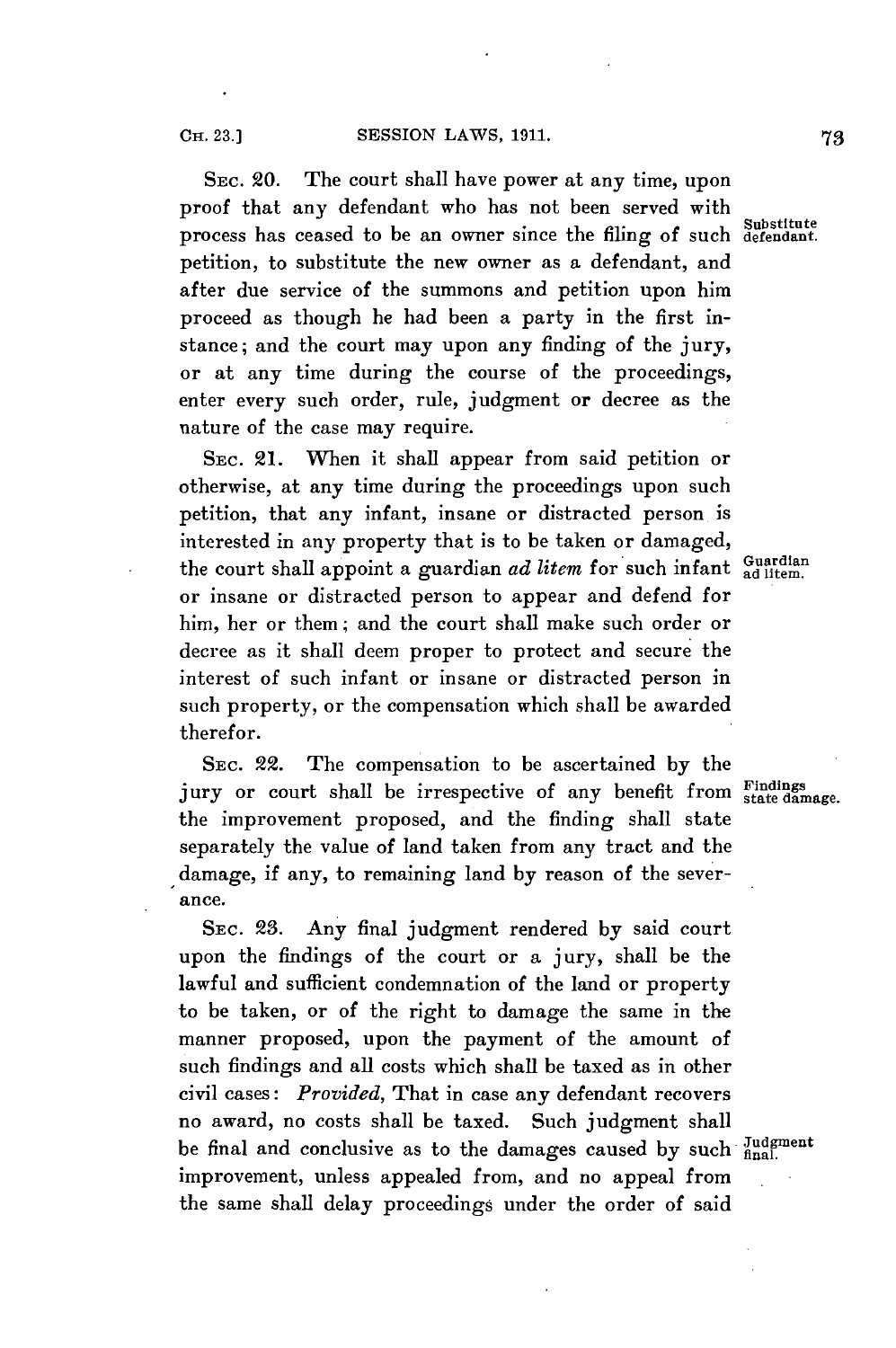SEC. 20. The court shall have power at any time, upon proof that any defendant who has not been served with process has ceased to be an owner since the filing of such petition, to substitute the new owner as a defendant, and after due service of the summons and petition upon him proceed as though he had been a party in the first instance; and the court may upon any finding of the jury, or at any time during the course of the proceedings, enter every such order, rule, judgment or decree as the nature of the case may require.

Substitute defendant.

SEC. 21. When it shall appear from said petition or otherwise, at any time during the proceedings upon such petition, that any infant, insane or distracted person is interested in any property that is to be taken or damaged, the court shall appoint a guardian *ad litem* for such infant or insane or distracted person to appear and defend for him, her or them; and the court shall make such order or decree as it shall deem proper to protect and secure the interest of such infant or insane or distracted person in such property, or the compensation which shall be awarded therefor.

Guardian ad litem.

SEC. 22. The compensation to be ascertained by the jury or court shall be irrespective of any benefit from the improvement proposed, and the finding shall state separately the value of land taken from any tract and the damage, if any, to remaining land by reason of the severance.

Findings state damage.

SEC. 23. Any final judgment rendered by said court upon the findings of the court or a jury, shall be the lawful and sufficient condemnation of the land or property to be taken, or of the right to damage the same in the manner proposed, upon the payment of the amount of such findings and all costs which shall be taxed as in other civil cases: *Provided*, That in case any defendant recovers no award, no costs shall be taxed. Such judgment shall be final and conclusive as to the damages caused by such improvement, unless appealed from, and no appeal from the same shall delay proceedings under the order of said

Judgment final.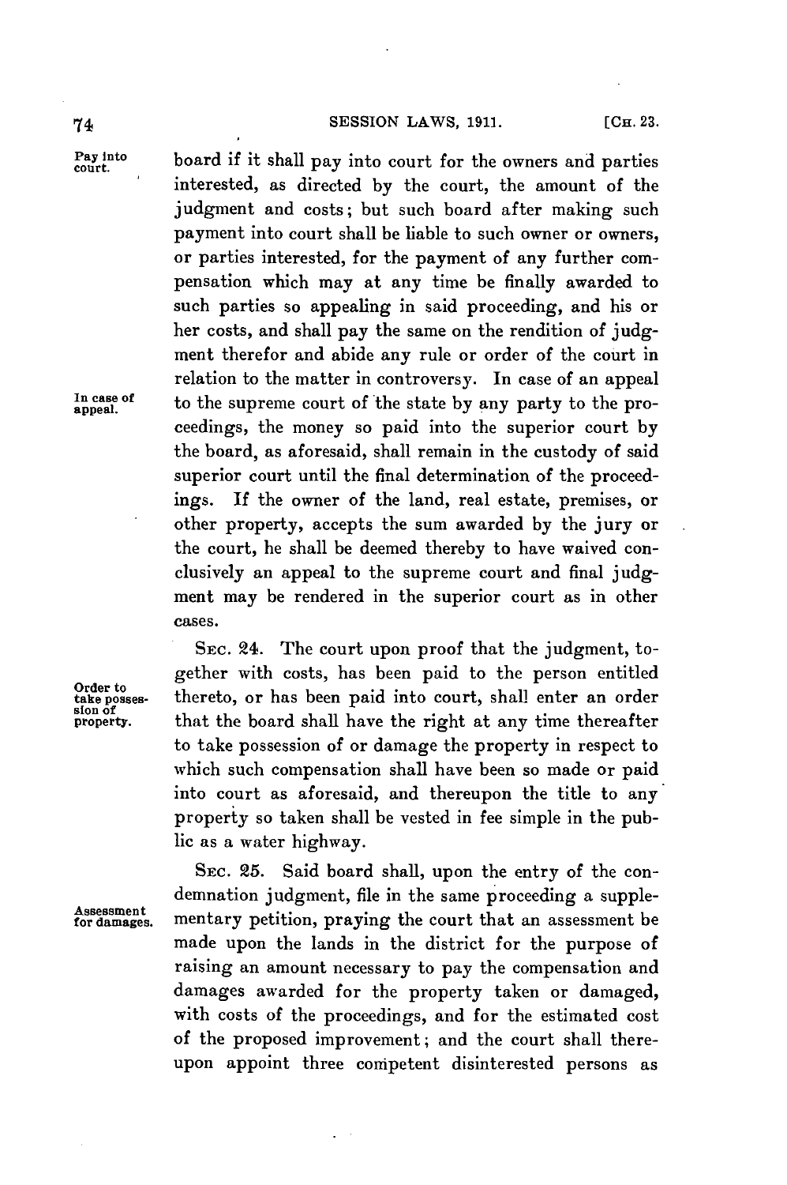board if it shall pay into court for the owners and parties interested, as directed by the court, the amount of the judgment and costs; but such board after making such payment into court shall be liable to such owner or owners, or parties interested, for the payment of any further compensation which may at any time be finally awarded to such parties so appealing in said proceeding, and his or her costs, and shall pay the same on the rendition of judgment therefor and abide any rule or order of the court in relation to the matter in controversy. In case of an appeal to the supreme court of the state by any party to the proceedings, the money so paid into the superior court by the board, as aforesaid, shall remain in the custody of said superior court until the final determination of the proceedings. If the owner of the land, real estate, premises, or other property, accepts the sum awarded by the jury or the court, he shall be deemed thereby to have waived conclusively an appeal to the supreme court and final judgment may be rendered in the superior court as in other cases.

*Pay into court.*

*In case of appeal.*

SEC. 24. The court upon proof that the judgment, together with costs, has been paid to the person entitled thereto, or has been paid into court, shall enter an order that the board shall have the right at any time thereafter to take possession of or damage the property in respect to which such compensation shall have been so made or paid into court as aforesaid, and thereupon the title to any property so taken shall be vested in fee simple in the public as a water highway.

*Order to take possession of property.*

SEC. 25. Said board shall, upon the entry of the condemnation judgment, file in the same proceeding a supplementary petition, praying the court that an assessment be made upon the lands in the district for the purpose of raising an amount necessary to pay the compensation and damages awarded for the property taken or damaged, with costs of the proceedings, and for the estimated cost of the proposed improvement; and the court shall thereupon appoint three competent disinterested persons as

*Assessment for damages.*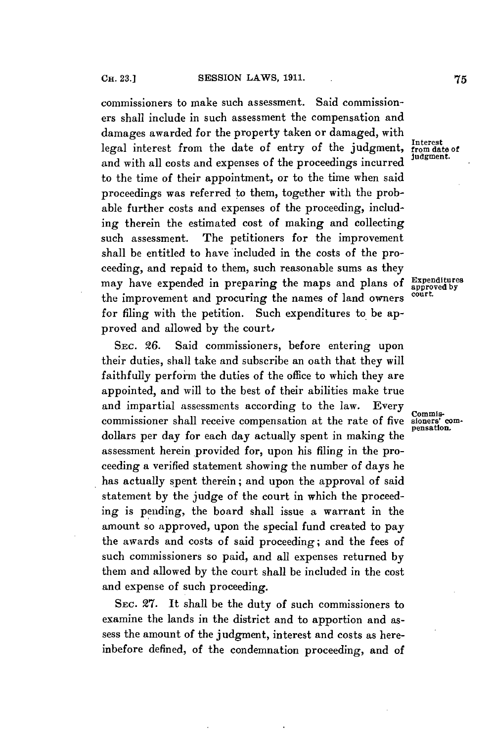commissioners to make such assessment. Said commissioners shall include in such assessment the compensation and damages awarded for the property taken or damaged, with legal interest from the date of entry of the judgment, and with all costs and expenses of the proceedings incurred to the time of their appointment, or to the time when said proceedings was referred to them, together with the probable further costs and expenses of the proceeding, including therein the estimated cost of making and collecting such assessment. The petitioners for the improvement shall be entitled to have included in the costs of the proceeding, and repaid to them, such reasonable sums as they may have expended in preparing the maps and plans of the improvement and procuring the names of land owners for filing with the petition. Such expenditures to be approved and allowed by the court.

*Interest from date of judgment.*

*Expenditures approved by court.*

SEC. 26. Said commissioners, before entering upon their duties, shall take and subscribe an oath that they will faithfully perform the duties of the office to which they are appointed, and will to the best of their abilities make true and impartial assessments according to the law. Every commissioner shall receive compensation at the rate of five dollars per day for each day actually spent in making the assessment herein provided for, upon his filing in the proceeding a verified statement showing the number of days he has actually spent therein; and upon the approval of said statement by the judge of the court in which the proceeding is pending, the board shall issue a warrant in the amount so approved, upon the special fund created to pay the awards and costs of said proceeding; and the fees of such commissioners so paid, and all expenses returned by them and allowed by the court shall be included in the cost and expense of such proceeding.

*Commissioners' compensation.*

SEC. 27. It shall be the duty of such commissioners to examine the lands in the district and to apportion and assess the amount of the judgment, interest and costs as hereinbefore defined, of the condemnation proceeding, and of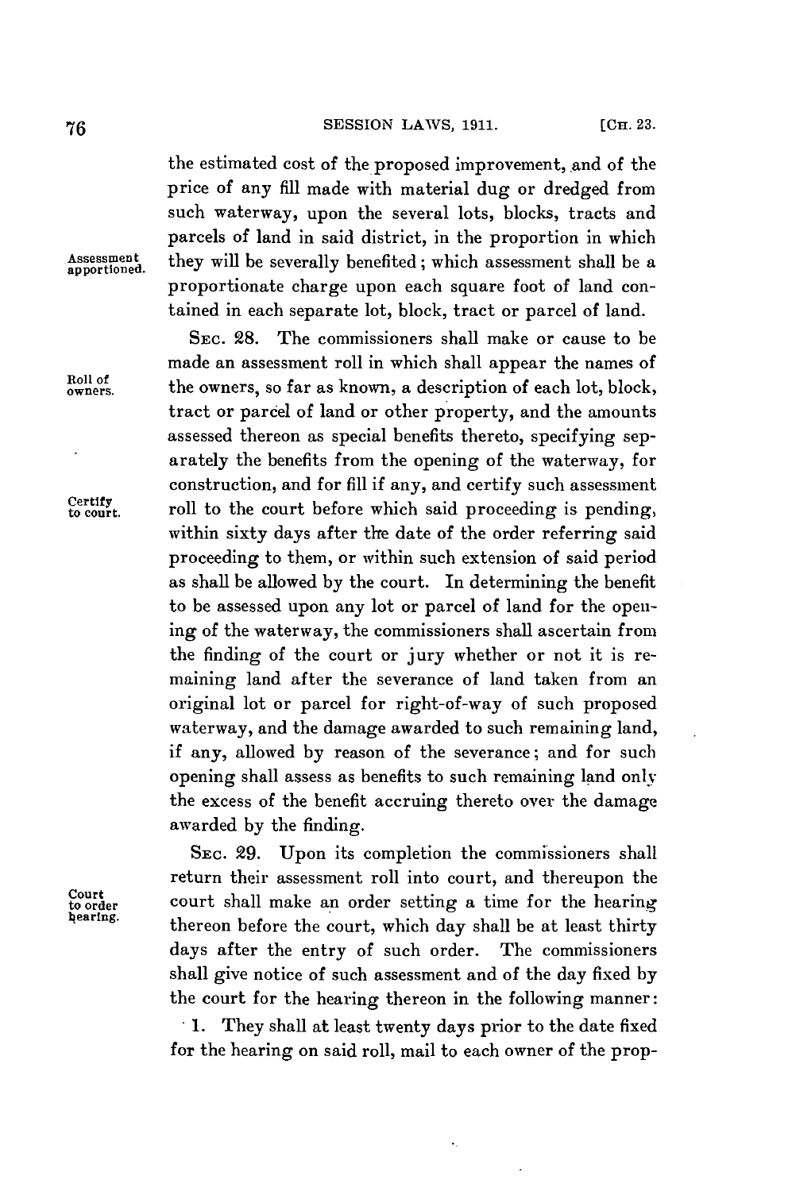the estimated cost of the proposed improvement, and of the price of any fill made with material dug or dredged from such waterway, upon the several lots, blocks, tracts and parcels of land in said district, in the proportion in which they will be severally benefited; which assessment shall be a proportionate charge upon each square foot of land contained in each separate lot, block, tract or parcel of land.

*Assessment apportioned.*

SEC. 28. The commissioners shall make or cause to be made an assessment roll in which shall appear the names of the owners, so far as known, a description of each lot, block, tract or parcel of land or other property, and the amounts assessed thereon as special benefits thereto, specifying separately the benefits from the opening of the waterway, for construction, and for fill if any, and certify such assessment roll to the court before which said proceeding is pending, within sixty days after the date of the order referring said proceeding to them, or within such extension of said period as shall be allowed by the court. In determining the benefit to be assessed upon any lot or parcel of land for the opening of the waterway, the commissioners shall ascertain from the finding of the court or jury whether or not it is remaining land after the severance of land taken from an original lot or parcel for right-of-way of such proposed waterway, and the damage awarded to such remaining land, if any, allowed by reason of the severance; and for such opening shall assess as benefits to such remaining land only the excess of the benefit accruing thereto over the damage awarded by the finding.

*Roll of owners.*

*Certify to court.*

SEC. 29. Upon its completion the commissioners shall return their assessment roll into court, and thereupon the court shall make an order setting a time for the hearing thereon before the court, which day shall be at least thirty days after the entry of such order. The commissioners shall give notice of such assessment and of the day fixed by the court for the hearing thereon in the following manner:

*Court to order hearing.*

1. They shall at least twenty days prior to the date fixed for the hearing on said roll, mail to each owner of the prop-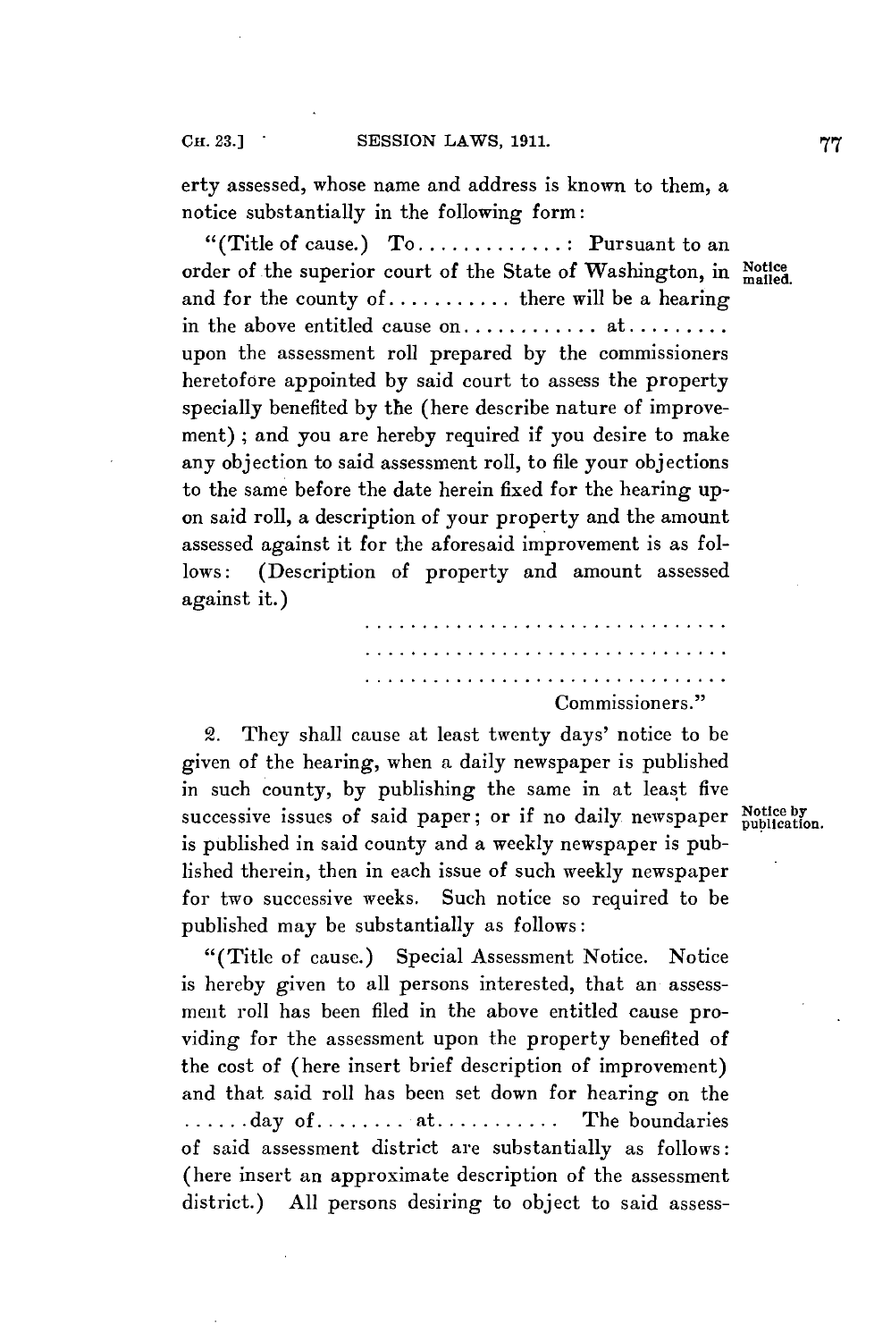erty assessed, whose name and address is known to them, a notice substantially in the following form:

"(Title of cause.) To.............: Pursuant to an order of the superior court of the State of Washington, in and for the county of........... there will be a hearing in the above entitled cause on............ at......... upon the assessment roll prepared by the commissioners heretofore appointed by said court to assess the property specially benefited by the (here describe nature of improvement); and you are hereby required if you desire to make any objection to said assessment roll, to file your objections to the same before the date herein fixed for the hearing upon said roll, a description of your property and the amount assessed against it for the aforesaid improvement is as follows: (Description of property and amount assessed against it.)

..................................

..................................

..................................

Commissioners."

Notice mailed.

2. They shall cause at least twenty days' notice to be given of the hearing, when a daily newspaper is published in such county, by publishing the same in at least five successive issues of said paper; or if no daily newspaper is published in said county and a weekly newspaper is published therein, then in each issue of such weekly newspaper for two successive weeks. Such notice so required to be published may be substantially as follows:

Notice by publication.

"(Title of cause.) Special Assessment Notice. Notice is hereby given to all persons interested, that an assessment roll has been filed in the above entitled cause providing for the assessment upon the property benefited of the cost of (here insert brief description of improvement) and that said roll has been set down for hearing on the ......day of........ at........... The boundaries of said assessment district are substantially as follows: (here insert an approximate description of the assessment district.) All persons desiring to object to said assess-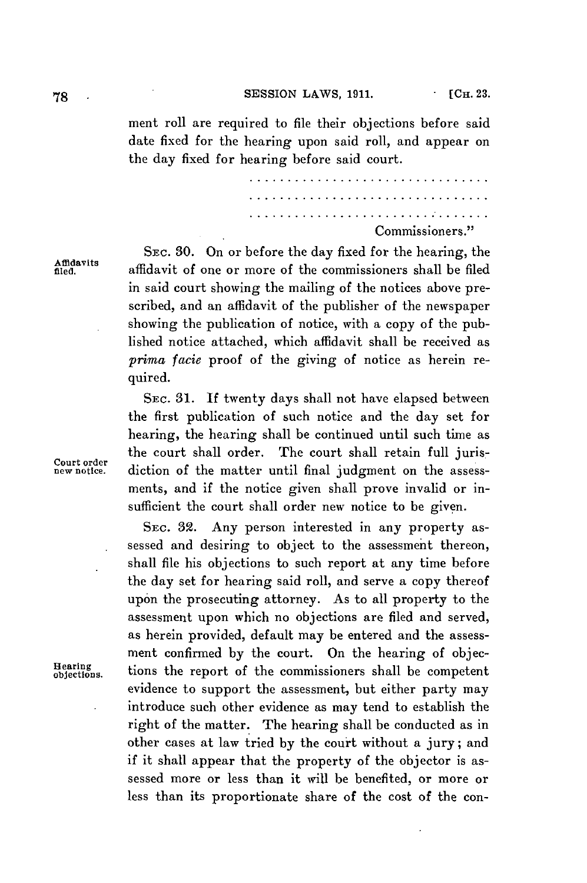ment roll are required to file their objections before said date fixed for the hearing upon said roll, and appear on the day fixed for hearing before said court.

. . . . . . . . . . . . . . . . . . . . . . . . . . . . . .
. . . . . . . . . . . . . . . . . . . . . . . . . . . . . .
. . . . . . . . . . . . . . . . . . . . . . . . . . . . . .

Commissioners."

Affidavits filed.

SEC. 30. On or before the day fixed for the hearing, the affidavit of one or more of the commissioners shall be filed in said court showing the mailing of the notices above prescribed, and an affidavit of the publisher of the newspaper showing the publication of notice, with a copy of the published notice attached, which affidavit shall be received as *prima facie* proof of the giving of notice as herein required.

Court order new notice.

SEC. 31. If twenty days shall not have elapsed between the first publication of such notice and the day set for hearing, the hearing shall be continued until such time as the court shall order. The court shall retain full jurisdiction of the matter until final judgment on the assessments, and if the notice given shall prove invalid or insufficient the court shall order new notice to be given.

Hearing objections.

SEC. 32. Any person interested in any property assessed and desiring to object to the assessment thereon, shall file his objections to such report at any time before the day set for hearing said roll, and serve a copy thereof upon the prosecuting attorney. As to all property to the assessment upon which no objections are filed and served, as herein provided, default may be entered and the assessment confirmed by the court. On the hearing of objections the report of the commissioners shall be competent evidence to support the assessment, but either party may introduce such other evidence as may tend to establish the right of the matter. The hearing shall be conducted as in other cases at law tried by the court without a jury; and if it shall appear that the property of the objector is assessed more or less than it will be benefited, or more or less than its proportionate share of the cost of the con-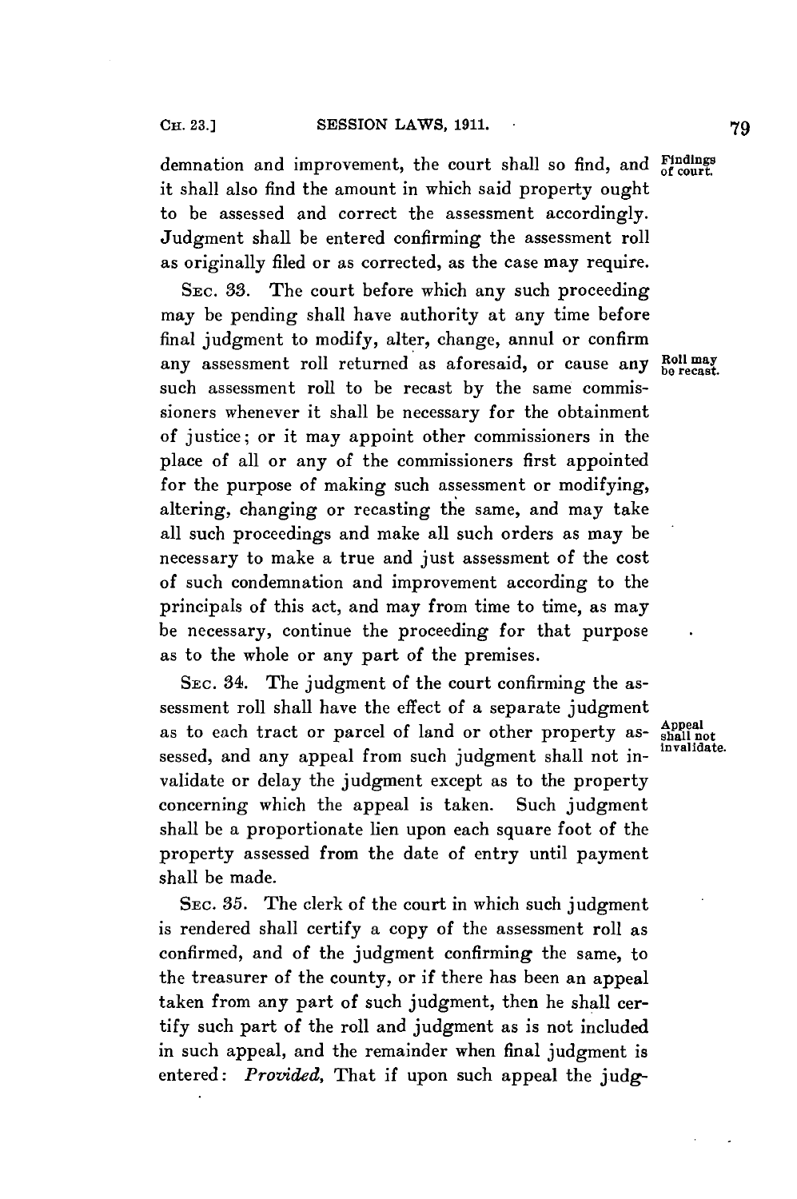demnation and improvement, the court shall so find, and it shall also find the amount in which said property ought to be assessed and correct the assessment accordingly. Judgment shall be entered confirming the assessment roll as originally filed or as corrected, as the case may require.

**Findings of court.**

SEC. 33. The court before which any such proceeding may be pending shall have authority at any time before final judgment to modify, alter, change, annul or confirm any assessment roll returned as aforesaid, or cause any such assessment roll to be recast by the same commissioners whenever it shall be necessary for the obtainment of justice; or it may appoint other commissioners in the place of all or any of the commissioners first appointed for the purpose of making such assessment or modifying, altering, changing or recasting the same, and may take all such proceedings and make all such orders as may be necessary to make a true and just assessment of the cost of such condemnation and improvement according to the principals of this act, and may from time to time, as may be necessary, continue the proceeding for that purpose as to the whole or any part of the premises.

**Roll may be recast.**

SEC. 34. The judgment of the court confirming the assessment roll shall have the effect of a separate judgment as to each tract or parcel of land or other property assessed, and any appeal from such judgment shall not invalidate or delay the judgment except as to the property concerning which the appeal is taken. Such judgment shall be a proportionate lien upon each square foot of the property assessed from the date of entry until payment shall be made.

**Appeal shall not invalidate.**

SEC. 35. The clerk of the court in which such judgment is rendered shall certify a copy of the assessment roll as confirmed, and of the judgment confirming the same, to the treasurer of the county, or if there has been an appeal taken from any part of such judgment, then he shall certify such part of the roll and judgment as is not included in such appeal, and the remainder when final judgment is entered: *Provided,* That if upon such appeal the judg-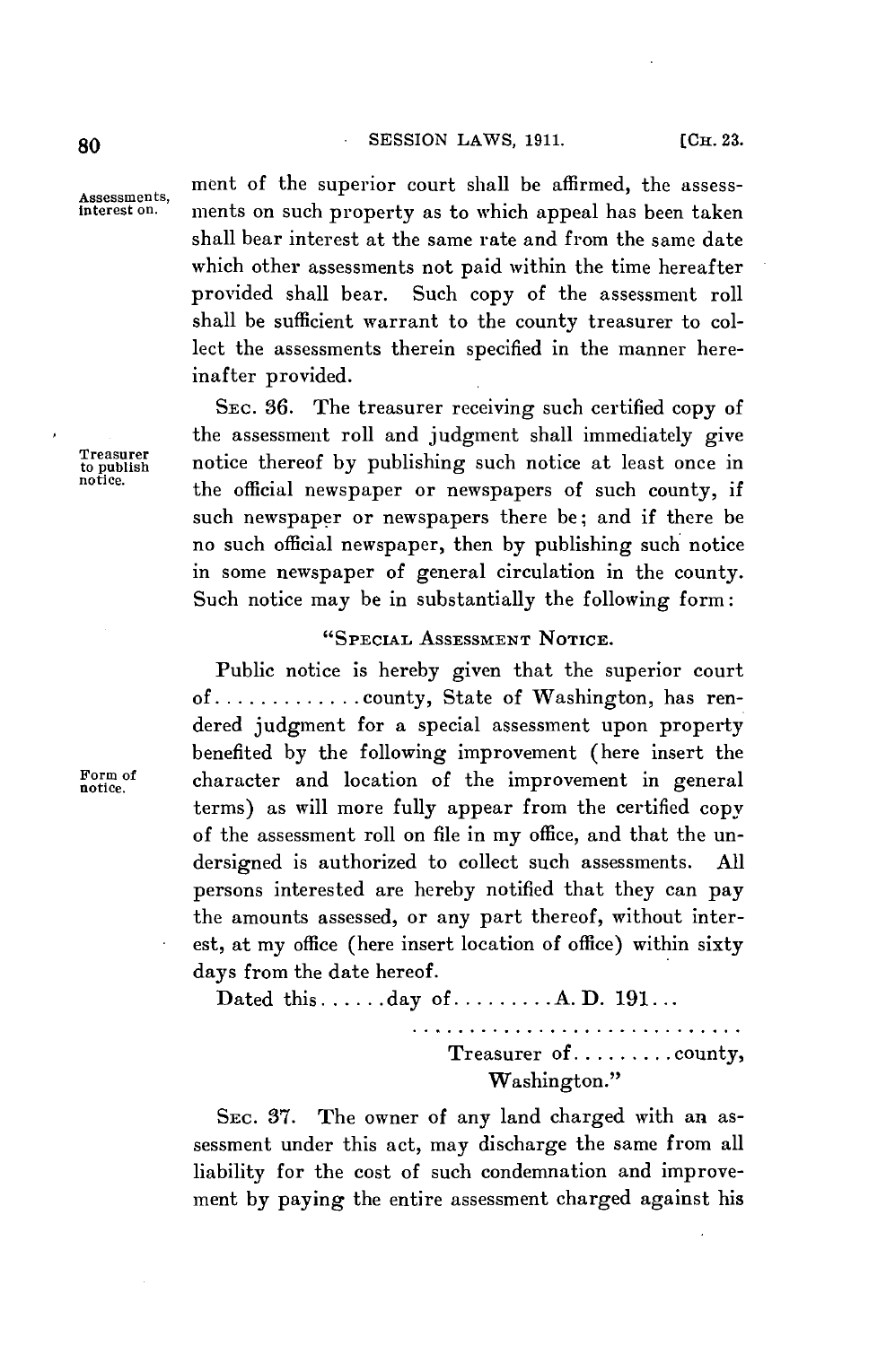ment of the superior court shall be affirmed, the assessments on such property as to which appeal has been taken shall bear interest at the same rate and from the same date which other assessments not paid within the time hereafter provided shall bear. Such copy of the assessment roll shall be sufficient warrant to the county treasurer to collect the assessments therein specified in the manner hereinafter provided.

Assessments, interest on.

SEC. 36. The treasurer receiving such certified copy of the assessment roll and judgment shall immediately give notice thereof by publishing such notice at least once in the official newspaper or newspapers of such county, if such newspaper or newspapers there be; and if there be no such official newspaper, then by publishing such notice in some newspaper of general circulation in the county. Such notice may be in substantially the following form:

Treasurer to publish notice.

"SPECIAL ASSESSMENT NOTICE.

Public notice is hereby given that the superior court of.............county, State of Washington, has rendered judgment for a special assessment upon property benefited by the following improvement (here insert the character and location of the improvement in general terms) as will more fully appear from the certified copy of the assessment roll on file in my office, and that the undersigned is authorized to collect such assessments. All persons interested are hereby notified that they can pay the amounts assessed, or any part thereof, without interest, at my office (here insert location of office) within sixty days from the date hereof.

Form of notice.

Dated this......day of.........A. D. 191...

..............................

Treasurer of.........county,
Washington."

SEC. 37. The owner of any land charged with an assessment under this act, may discharge the same from all liability for the cost of such condemnation and improvement by paying the entire assessment charged against his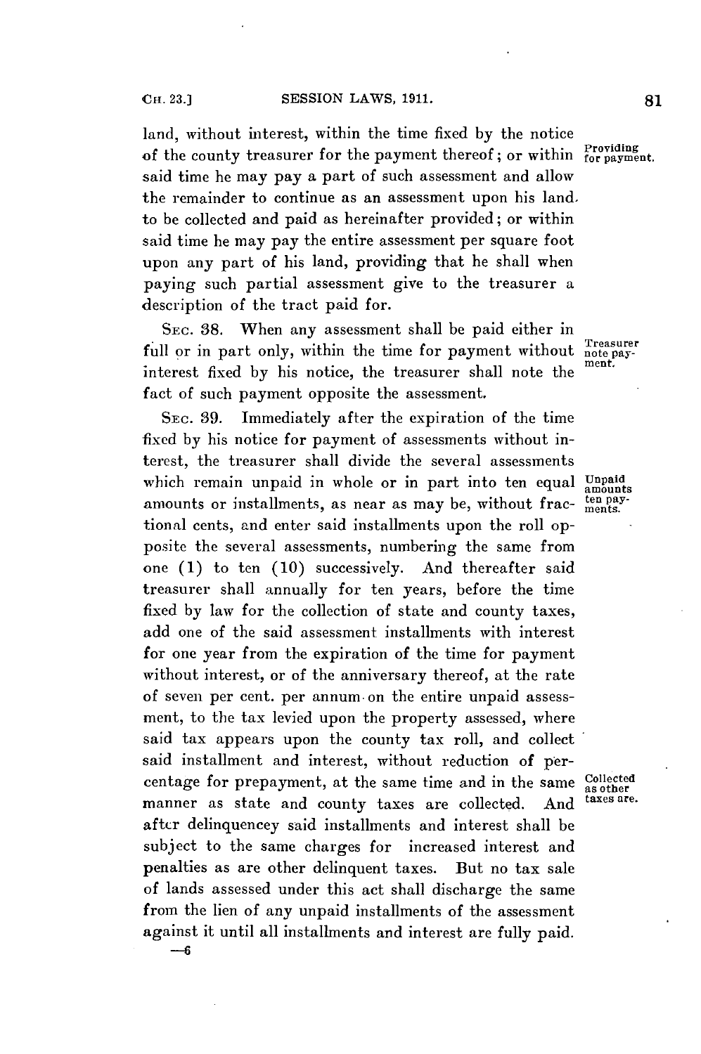land, without interest, within the time fixed by the notice of the county treasurer for the payment thereof; or within said time he may pay a part of such assessment and allow the remainder to continue as an assessment upon his land. to be collected and paid as hereinafter provided; or within said time he may pay the entire assessment per square foot upon any part of his land, providing that he shall when paying such partial assessment give to the treasurer a description of the tract paid for.

*Providing for payment.*

SEC. 38. When any assessment shall be paid either in full or in part only, within the time for payment without interest fixed by his notice, the treasurer shall note the fact of such payment opposite the assessment.

*Treasurer note payment.*

SEC. 39. Immediately after the expiration of the time fixed by his notice for payment of assessments without interest, the treasurer shall divide the several assessments which remain unpaid in whole or in part into ten equal amounts or installments, as near as may be, without fractional cents, and enter said installments upon the roll opposite the several assessments, numbering the same from one (1) to ten (10) successively. And thereafter said treasurer shall annually for ten years, before the time fixed by law for the collection of state and county taxes, add one of the said assessment installments with interest for one year from the expiration of the time for payment without interest, or of the anniversary thereof, at the rate of seven per cent. per annum on the entire unpaid assessment, to the tax levied upon the property assessed, where said tax appears upon the county tax roll, and collect said installment and interest, without reduction of percentage for prepayment, at the same time and in the same manner as state and county taxes are collected. And after delinquencey said installments and interest shall be subject to the same charges for increased interest and penalties as are other delinquent taxes. But no tax sale of lands assessed under this act shall discharge the same from the lien of any unpaid installments of the assessment against it until all installments and interest are fully paid.

*Unpaid amounts ten payments.*

*Collected as other taxes are.*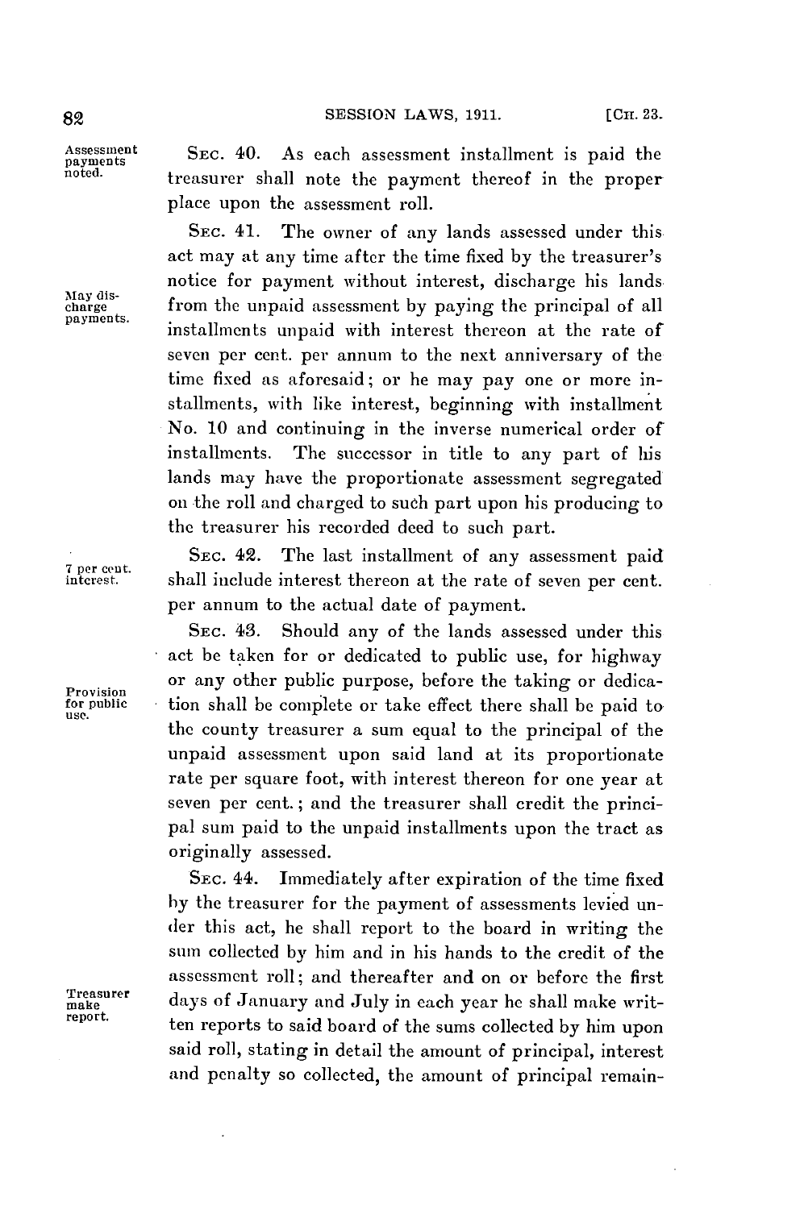Assessment payments noted.

SEC. 40. As each assessment installment is paid the treasurer shall note the payment thereof in the proper place upon the assessment roll.

May discharge payments.

SEC. 41. The owner of any lands assessed under this act may at any time after the time fixed by the treasurer's notice for payment without interest, discharge his lands from the unpaid assessment by paying the principal of all installments unpaid with interest thereon at the rate of seven per cent. per annum to the next anniversary of the time fixed as aforesaid; or he may pay one or more installments, with like interest, beginning with installment No. 10 and continuing in the inverse numerical order of installments. The successor in title to any part of his lands may have the proportionate assessment segregated on the roll and charged to such part upon his producing to the treasurer his recorded deed to such part.

7 per cent. interest.

SEC. 42. The last installment of any assessment paid shall include interest thereon at the rate of seven per cent. per annum to the actual date of payment.

Provision for public use.

SEC. 43. Should any of the lands assessed under this act be taken for or dedicated to public use, for highway or any other public purpose, before the taking or dedication shall be complete or take effect there shall be paid to the county treasurer a sum equal to the principal of the unpaid assessment upon said land at its proportionate rate per square foot, with interest thereon for one year at seven per cent.; and the treasurer shall credit the principal sum paid to the unpaid installments upon the tract as originally assessed.

Treasurer make report.

SEC. 44. Immediately after expiration of the time fixed by the treasurer for the payment of assessments levied under this act, he shall report to the board in writing the sum collected by him and in his hands to the credit of the assessment roll; and thereafter and on or before the first days of January and July in each year he shall make written reports to said board of the sums collected by him upon said roll, stating in detail the amount of principal, interest and penalty so collected, the amount of principal remain-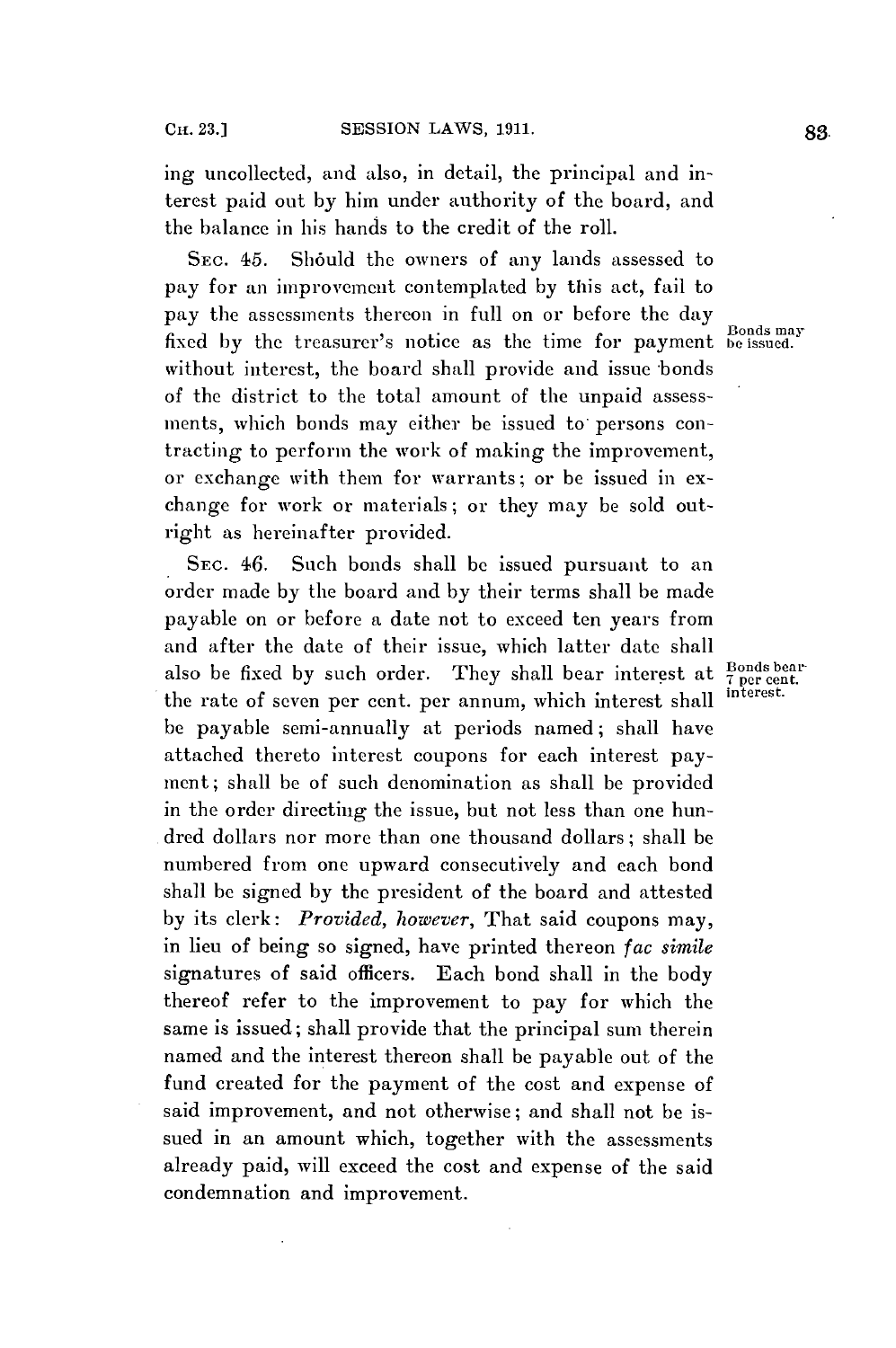ing uncollected, and also, in detail, the principal and interest paid out by him under authority of the board, and the balance in his hands to the credit of the roll.

SEC. 45. Should the owners of any lands assessed to pay for an improvement contemplated by this act, fail to pay the assessments thereon in full on or before the day fixed by the treasurer's notice as the time for payment without interest, the board shall provide and issue bonds of the district to the total amount of the unpaid assessments, which bonds may either be issued to persons contracting to perform the work of making the improvement, or exchange with them for warrants; or be issued in exchange for work or materials; or they may be sold outright as hereinafter provided.

Bonds may be issued.

SEC. 46. Such bonds shall be issued pursuant to an order made by the board and by their terms shall be made payable on or before a date not to exceed ten years from and after the date of their issue, which latter date shall also be fixed by such order. They shall bear interest at the rate of seven per cent. per annum, which interest shall be payable semi-annually at periods named; shall have attached thereto interest coupons for each interest payment; shall be of such denomination as shall be provided in the order directing the issue, but not less than one hundred dollars nor more than one thousand dollars; shall be numbered from one upward consecutively and each bond shall be signed by the president of the board and attested by its clerk: *Provided, however*, That said coupons may, in lieu of being so signed, have printed thereon *fac simile* signatures of said officers. Each bond shall in the body thereof refer to the improvement to pay for which the same is issued; shall provide that the principal sum therein named and the interest thereon shall be payable out of the fund created for the payment of the cost and expense of said improvement, and not otherwise; and shall not be issued in an amount which, together with the assessments already paid, will exceed the cost and expense of the said condemnation and improvement.

Bonds bear 7 per cent. interest.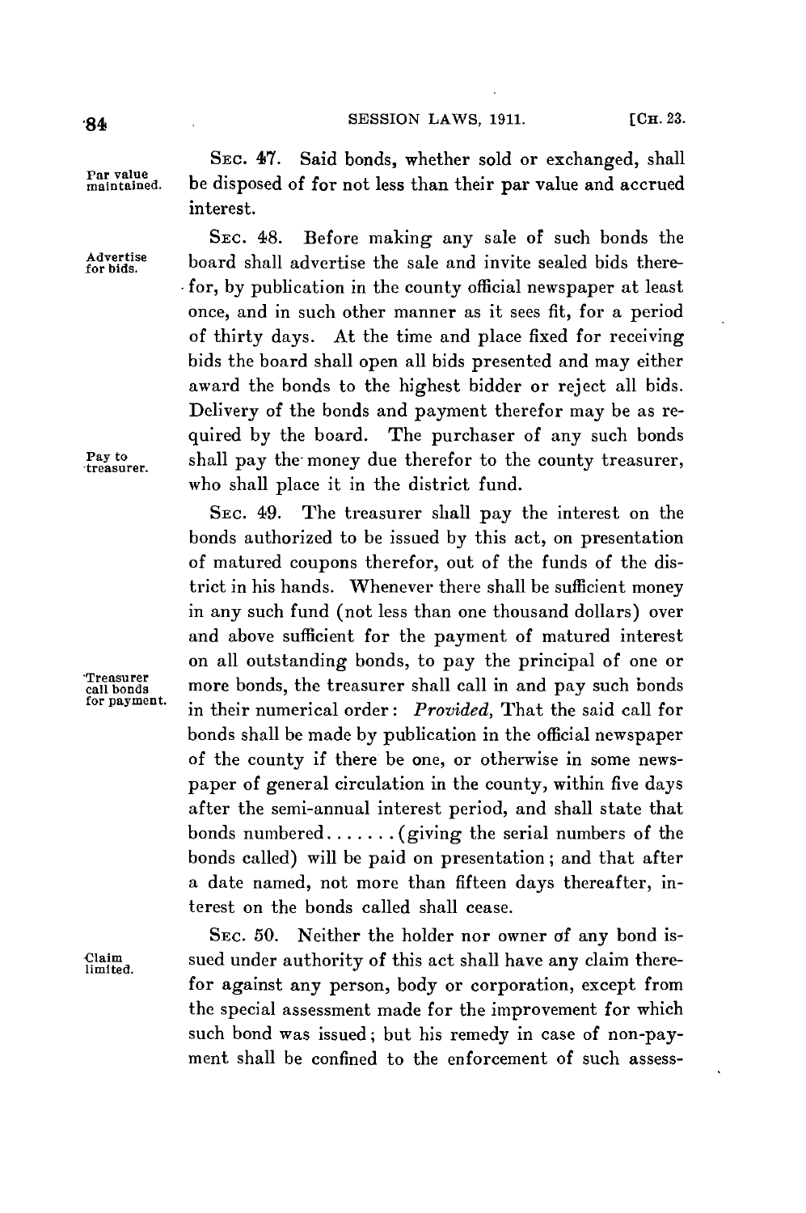**Par value maintained.** SEC. 47. Said bonds, whether sold or exchanged, shall be disposed of for not less than their par value and accrued interest.

**Advertise for bids.** SEC. 48. Before making any sale of such bonds the board shall advertise the sale and invite sealed bids therefor, by publication in the county official newspaper at least once, and in such other manner as it sees fit, for a period of thirty days. At the time and place fixed for receiving bids the board shall open all bids presented and may either award the bonds to the highest bidder or reject all bids. Delivery of the bonds and payment therefor may be as required by the board. The purchaser of any such bonds shall pay the money due therefor to the county treasurer, who shall place it in the district fund. **Pay to treasurer.**

**Treasurer call bonds for payment.** SEC. 49. The treasurer shall pay the interest on the bonds authorized to be issued by this act, on presentation of matured coupons therefor, out of the funds of the district in his hands. Whenever there shall be sufficient money in any such fund (not less than one thousand dollars) over and above sufficient for the payment of matured interest on all outstanding bonds, to pay the principal of one or more bonds, the treasurer shall call in and pay such bonds in their numerical order: *Provided*, That the said call for bonds shall be made by publication in the official newspaper of the county if there be one, or otherwise in some newspaper of general circulation in the county, within five days after the semi-annual interest period, and shall state that bonds numbered....... (giving the serial numbers of the bonds called) will be paid on presentation; and that after a date named, not more than fifteen days thereafter, interest on the bonds called shall cease.

**Claim limited.** SEC. 50. Neither the holder nor owner of any bond issued under authority of this act shall have any claim therefor against any person, body or corporation, except from the special assessment made for the improvement for which such bond was issued; but his remedy in case of non-payment shall be confined to the enforcement of such assess-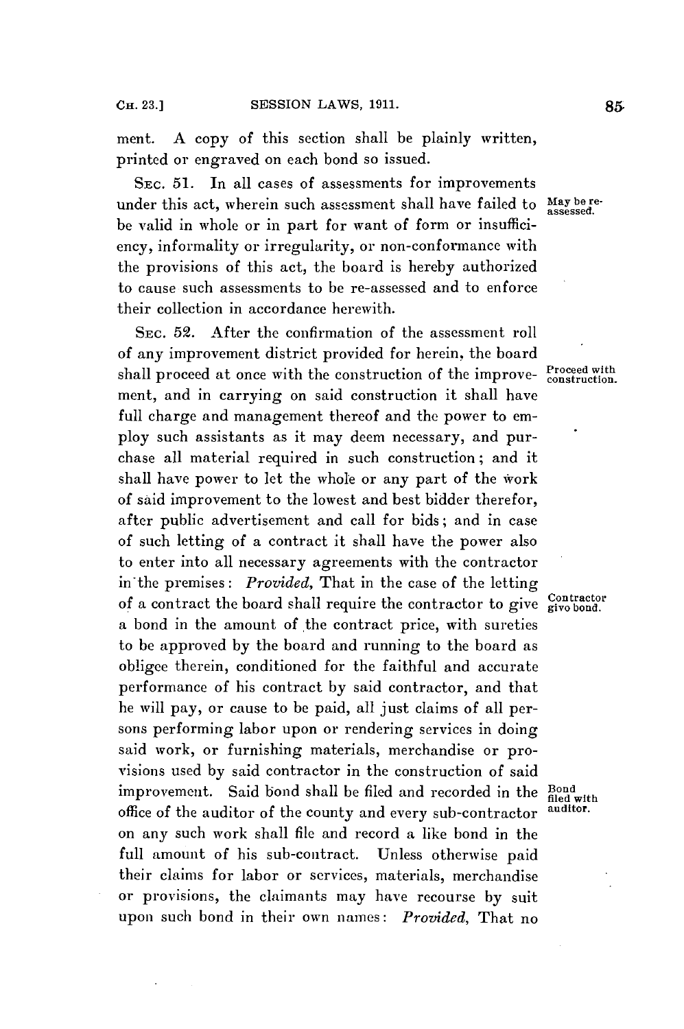ment. A copy of this section shall be plainly written, printed or engraved on each bond so issued.

SEC. 51. In all cases of assessments for improvements under this act, wherein such assessment shall have failed to be valid in whole or in part for want of form or insufficiency, informality or irregularity, or non-conformance with the provisions of this act, the board is hereby authorized to cause such assessments to be re-assessed and to enforce their collection in accordance herewith.

May be re-assessed.

SEC. 52. After the confirmation of the assessment roll of any improvement district provided for herein, the board shall proceed at once with the construction of the improvement, and in carrying on said construction it shall have full charge and management thereof and the power to employ such assistants as it may deem necessary, and purchase all material required in such construction; and it shall have power to let the whole or any part of the work of said improvement to the lowest and best bidder therefor, after public advertisement and call for bids; and in case of such letting of a contract it shall have the power also to enter into all necessary agreements with the contractor in the premises: *Provided*, That in the case of the letting of a contract the board shall require the contractor to give a bond in the amount of the contract price, with sureties to be approved by the board and running to the board as obligee therein, conditioned for the faithful and accurate performance of his contract by said contractor, and that he will pay, or cause to be paid, all just claims of all persons performing labor upon or rendering services in doing said work, or furnishing materials, merchandise or provisions used by said contractor in the construction of said improvement. Said bond shall be filed and recorded in the office of the auditor of the county and every sub-contractor on any such work shall file and record a like bond in the full amount of his sub-contract. Unless otherwise paid their claims for labor or services, materials, merchandise or provisions, the claimants may have recourse by suit upon such bond in their own names: *Provided*, That no

Proceed with construction.

Contractor give bond.

Bond filed with auditor.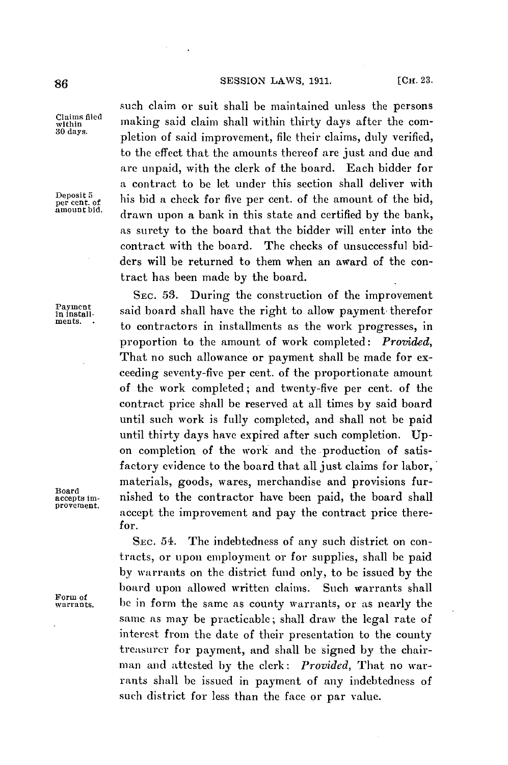such claim or suit shall be maintained unless the persons making said claim shall within thirty days after the completion of said improvement, file their claims, duly verified, to the effect that the amounts thereof are just and due and are unpaid, with the clerk of the board. Each bidder for a contract to be let under this section shall deliver with his bid a check for five per cent. of the amount of the bid, drawn upon a bank in this state and certified by the bank, as surety to the board that the bidder will enter into the contract with the board. The checks of unsuccessful bidders will be returned to them when an award of the contract has been made by the board.

*Claims filed within 30 days.*

*Deposit 5 per cent. of amount bid.*

SEC. 53. During the construction of the improvement said board shall have the right to allow payment therefor to contractors in installments as the work progresses, in proportion to the amount of work completed: *Provided*, That no such allowance or payment shall be made for exceeding seventy-five per cent. of the proportionate amount of the work completed; and twenty-five per cent. of the contract price shall be reserved at all times by said board until such work is fully completed, and shall not be paid until thirty days have expired after such completion. Upon completion of the work and the production of satisfactory evidence to the board that all just claims for labor, materials, goods, wares, merchandise and provisions furnished to the contractor have been paid, the board shall accept the improvement and pay the contract price therefor.

*Payment in installments.*

*Board accepts improvement.*

SEC. 54. The indebtedness of any such district on contracts, or upon employment or for supplies, shall be paid by warrants on the district fund only, to be issued by the board upon allowed written claims. Such warrants shall be in form the same as county warrants, or as nearly the same as may be practicable; shall draw the legal rate of interest from the date of their presentation to the county treasurer for payment, and shall be signed by the chairman and attested by the clerk: *Provided*, That no warrants shall be issued in payment of any indebtedness of such district for less than the face or par value.

*Form of warrants.*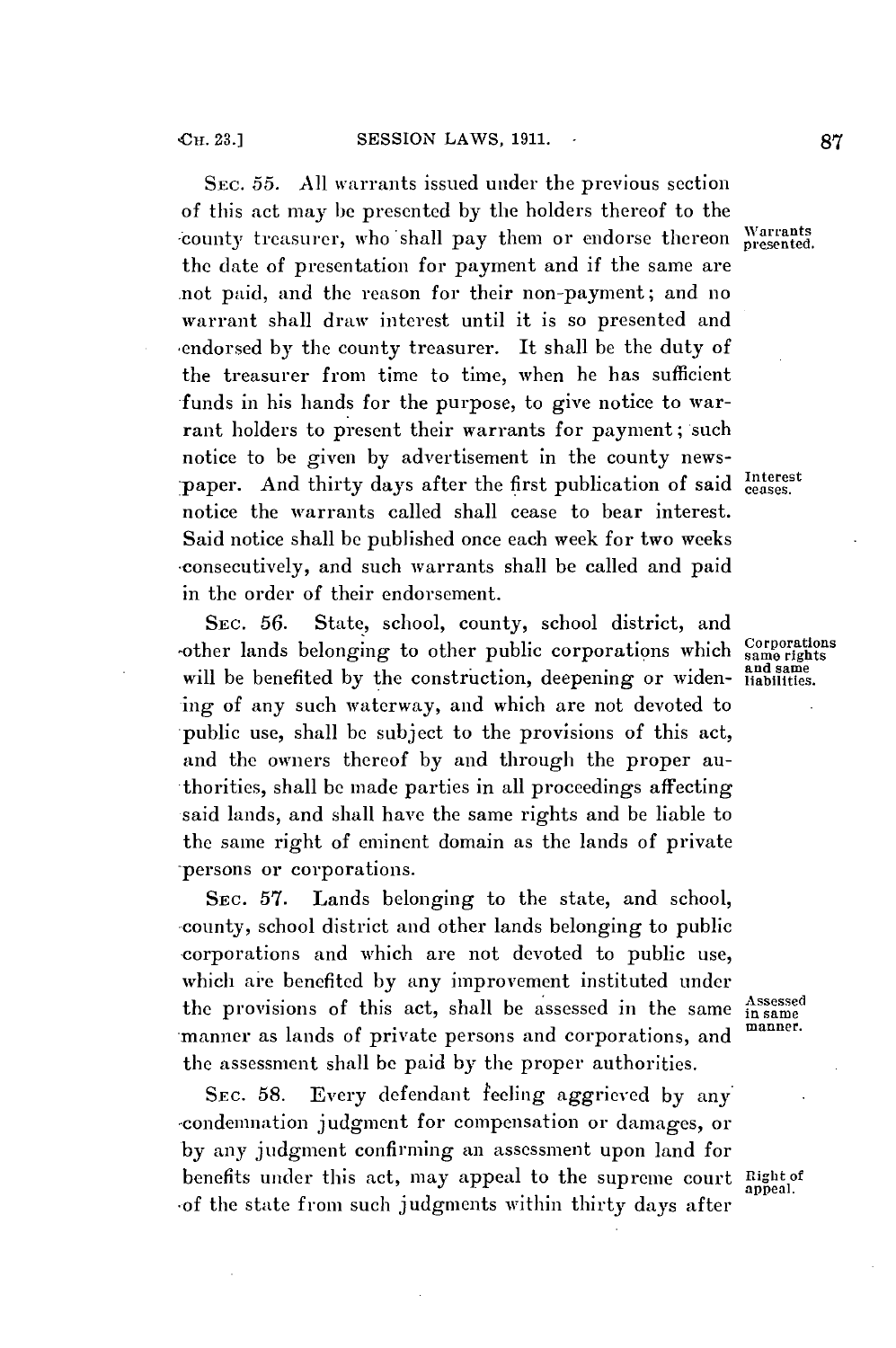SEC. 55. All warrants issued under the previous section of this act may be presented by the holders thereof to the county treasurer, who shall pay them or endorse thereon the date of presentation for payment and if the same are not paid, and the reason for their non-payment; and no warrant shall draw interest until it is so presented and endorsed by the county treasurer. It shall be the duty of the treasurer from time to time, when he has sufficient funds in his hands for the purpose, to give notice to warrant holders to present their warrants for payment; such notice to be given by advertisement in the county newspaper. And thirty days after the first publication of said notice the warrants called shall cease to bear interest. Said notice shall be published once each week for two weeks consecutively, and such warrants shall be called and paid in the order of their endorsement.

*Warrants presented.*

*Interest ceases.*

SEC. 56. State, school, county, school district, and other lands belonging to other public corporations which will be benefited by the construction, deepening or widening of any such waterway, and which are not devoted to public use, shall be subject to the provisions of this act, and the owners thereof by and through the proper authorities, shall be made parties in all proceedings affecting said lands, and shall have the same rights and be liable to the same right of eminent domain as the lands of private persons or corporations.

*Corporations same rights and same liabilities.*

SEC. 57. Lands belonging to the state, and school, county, school district and other lands belonging to public corporations and which are not devoted to public use, which are benefited by any improvement instituted under the provisions of this act, shall be assessed in the same manner as lands of private persons and corporations, and the assessment shall be paid by the proper authorities.

*Assessed in same manner.*

SEC. 58. Every defendant feeling aggrieved by any condemnation judgment for compensation or damages, or by any judgment confirming an assessment upon land for benefits under this act, may appeal to the supreme court of the state from such judgments within thirty days after

*Right of appeal.*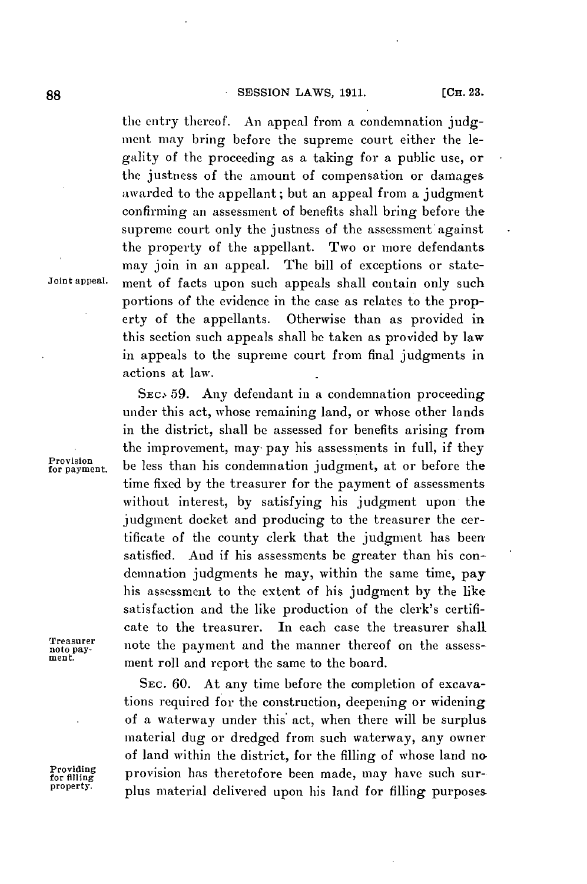the entry thereof. An appeal from a condemnation judgment may bring before the supreme court either the legality of the proceeding as a taking for a public use, or the justness of the amount of compensation or damages awarded to the appellant; but an appeal from a judgment confirming an assessment of benefits shall bring before the supreme court only the justness of the assessment against the property of the appellant. Two or more defendants may join in an appeal. The bill of exceptions or statement of facts upon such appeals shall contain only such portions of the evidence in the case as relates to the property of the appellants. Otherwise than as provided in this section such appeals shall be taken as provided by law in appeals to the supreme court from final judgments in actions at law.

Joint appeal.

SEC. 59. Any defendant in a condemnation proceeding under this act, whose remaining land, or whose other lands in the district, shall be assessed for benefits arising from the improvement, may pay his assessments in full, if they be less than his condemnation judgment, at or before the time fixed by the treasurer for the payment of assessments without interest, by satisfying his judgment upon the judgment docket and producing to the treasurer the certificate of the county clerk that the judgment has been satisfied. And if his assessments be greater than his condemnation judgments he may, within the same time, pay his assessment to the extent of his judgment by the like satisfaction and the like production of the clerk's certificate to the treasurer. In each case the treasurer shall note the payment and the manner thereof on the assessment roll and report the same to the board.

Provision for payment.

Treasurer note payment.

SEC. 60. At any time before the completion of excavations required for the construction, deepening or widening of a waterway under this act, when there will be surplus material dug or dredged from such waterway, any owner of land within the district, for the filling of whose land no provision has theretofore been made, may have such surplus material delivered upon his land for filling purposes

Providing for filling property.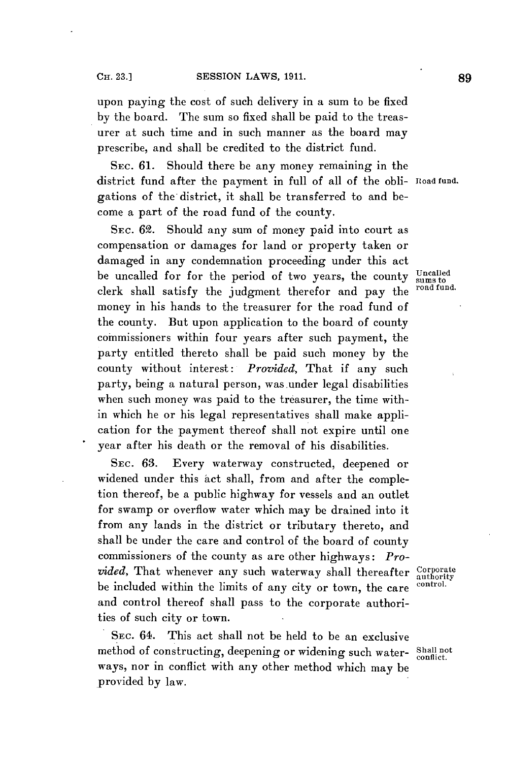upon paying the cost of such delivery in a sum to be fixed by the board. The sum so fixed shall be paid to the treasurer at such time and in such manner as the board may prescribe, and shall be credited to the district fund.

SEC. 61. Should there be any money remaining in the district fund after the payment in full of all of the obligations of the district, it shall be transferred to and become a part of the road fund of the county.

Road fund.

SEC. 62. Should any sum of money paid into court as compensation or damages for land or property taken or damaged in any condemnation proceeding under this act be uncalled for for the period of two years, the county clerk shall satisfy the judgment therefor and pay the money in his hands to the treasurer for the road fund of the county. But upon application to the board of county commissioners within four years after such payment, the party entitled thereto shall be paid such money by the county without interest: *Provided,* That if any such party, being a natural person, was under legal disabilities when such money was paid to the treasurer, the time within which he or his legal representatives shall make application for the payment thereof shall not expire until one year after his death or the removal of his disabilities.

Uncalled sums to road fund.

SEC. 63. Every waterway constructed, deepened or widened under this act shall, from and after the completion thereof, be a public highway for vessels and an outlet for swamp or overflow water which may be drained into it from any lands in the district or tributary thereto, and shall be under the care and control of the board of county commissioners of the county as are other highways: *Provided,* That whenever any such waterway shall thereafter be included within the limits of any city or town, the care and control thereof shall pass to the corporate authorities of such city or town.

Corporate authority control.

SEC. 64. This act shall not be held to be an exclusive method of constructing, deepening or widening such waterways, nor in conflict with any other method which may be provided by law.

Shall not conflict.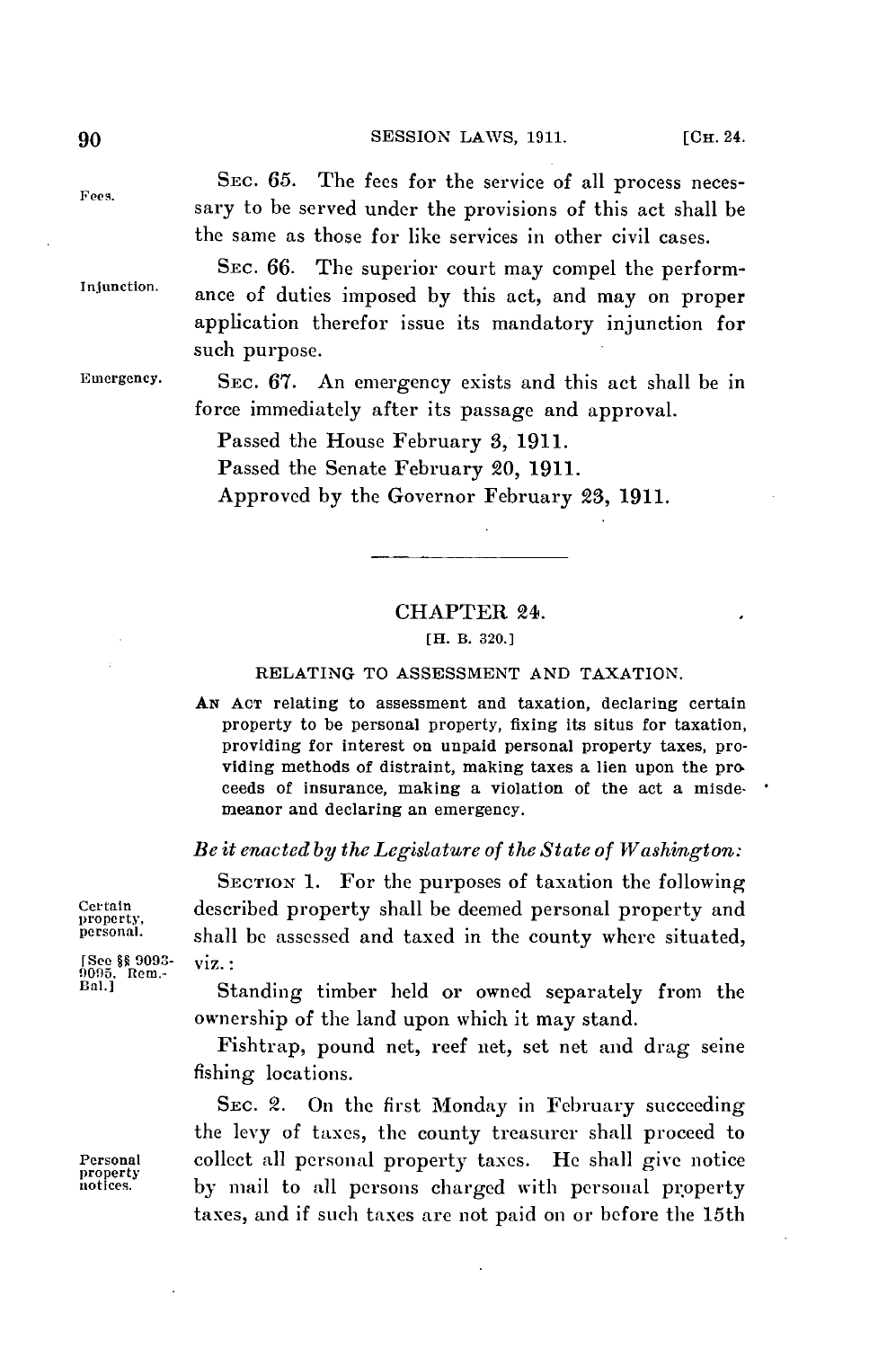Fees.

SEC. 65. The fees for the service of all process necessary to be served under the provisions of this act shall be the same as those for like services in other civil cases.

Injunction.

SEC. 66. The superior court may compel the performance of duties imposed by this act, and may on proper application therefor issue its mandatory injunction for such purpose.

Emergency.

SEC. 67. An emergency exists and this act shall be in force immediately after its passage and approval.

Passed the House February 3, 1911.

Passed the Senate February 20, 1911.

Approved by the Governor February 23, 1911.

---

## CHAPTER 24.

[H. B. 320.]

### RELATING TO ASSESSMENT AND TAXATION.

AN ACT relating to assessment and taxation, declaring certain property to be personal property, fixing its situs for taxation, providing for interest on unpaid personal property taxes, providing methods of distraint, making taxes a lien upon the proceeds of insurance, making a violation of the act a misdemeanor and declaring an emergency.

*Be it enacted by the Legislature of the State of Washington:*

Certain property, personal.

[See §§ 9093-9095, Rem.-Bal.]

SECTION 1. For the purposes of taxation the following described property shall be deemed personal property and shall be assessed and taxed in the county where situated, viz.:

Standing timber held or owned separately from the ownership of the land upon which it may stand.

Fishtrap, pound net, reef net, set net and drag seine fishing locations.

Personal property notices.

SEC. 2. On the first Monday in February succeeding the levy of taxes, the county treasurer shall proceed to collect all personal property taxes. He shall give notice by mail to all persons charged with personal property taxes, and if such taxes are not paid on or before the 15th